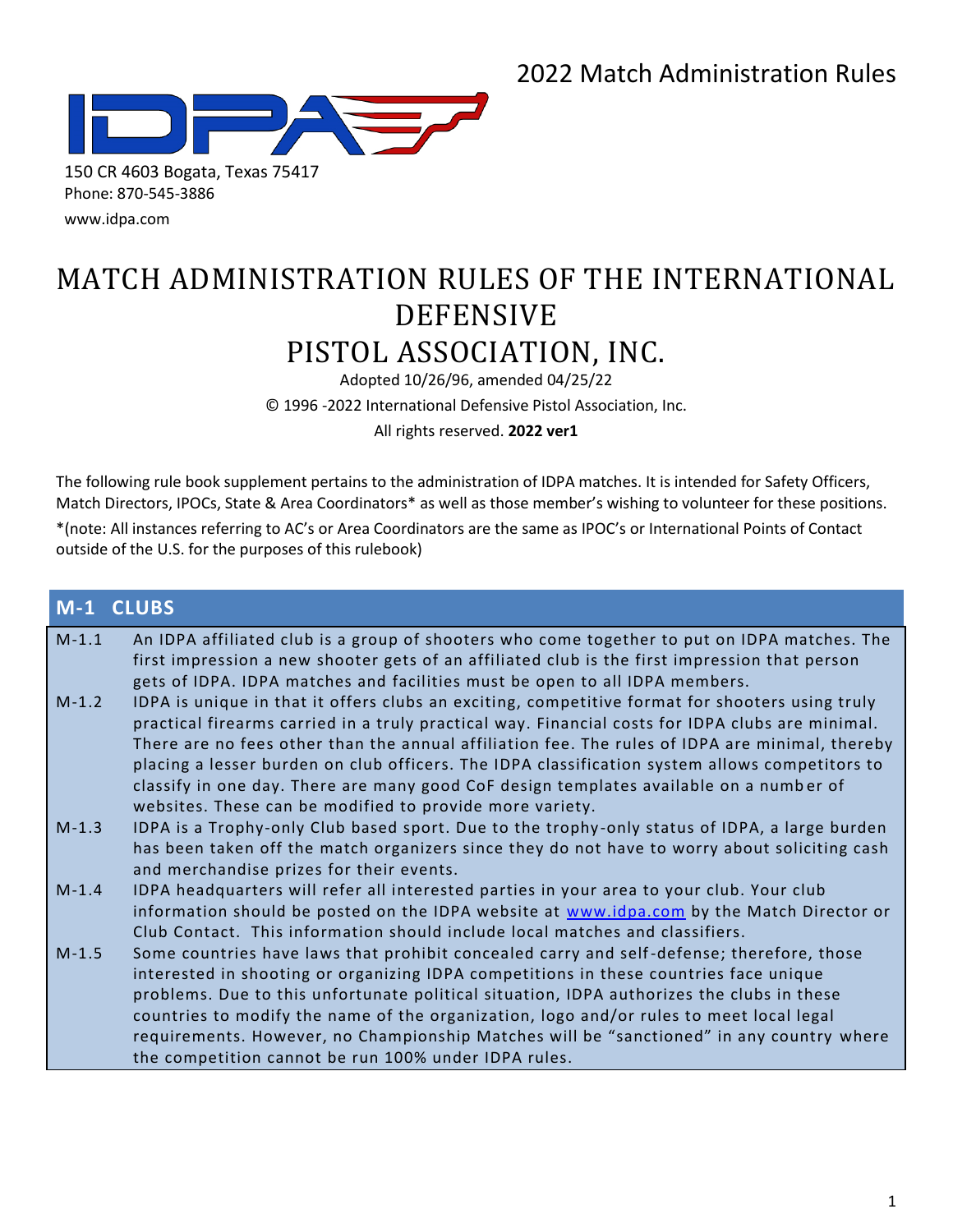2022 Match Administration Rules

150 CR 4603 Bogata, Texas 75417
Phone: 870-545-3886
www.idpa.com

# MATCH ADMINISTRATION RULES OF THE INTERNATIONAL DEFENSIVE PISTOL ASSOCIATION, INC.

Adopted 10/26/96, amended 04/25/22

© 1996 -2022 International Defensive Pistol Association, Inc.

All rights reserved. **2022 ver1**

The following rule book supplement pertains to the administration of IDPA matches. It is intended for Safety Officers, Match Directors, IPOCs, State & Area Coordinators* as well as those member's wishing to volunteer for these positions.

*(note: All instances referring to AC's or Area Coordinators are the same as IPOC's or International Points of Contact outside of the U.S. for the purposes of this rulebook)

## M-1 CLUBS

M-1.1 An IDPA affiliated club is a group of shooters who come together to put on IDPA matches. The first impression a new shooter gets of an affiliated club is the first impression that person gets of IDPA. IDPA matches and facilities must be open to all IDPA members.

M-1.2 IDPA is unique in that it offers clubs an exciting, competitive format for shooters using truly practical firearms carried in a truly practical way. Financial costs for IDPA clubs are minimal. There are no fees other than the annual affiliation fee. The rules of IDPA are minimal, thereby placing a lesser burden on club officers. The IDPA classification system allows competitors to classify in one day. There are many good CoF design templates available on a number of websites. These can be modified to provide more variety.

M-1.3 IDPA is a Trophy-only Club based sport. Due to the trophy-only status of IDPA, a large burden has been taken off the match organizers since they do not have to worry about soliciting cash and merchandise prizes for their events.

M-1.4 IDPA headquarters will refer all interested parties in your area to your club. Your club information should be posted on the IDPA website at www.idpa.com by the Match Director or Club Contact. This information should include local matches and classifiers.

M-1.5 Some countries have laws that prohibit concealed carry and self-defense; therefore, those interested in shooting or organizing IDPA competitions in these countries face unique problems. Due to this unfortunate political situation, IDPA authorizes the clubs in these countries to modify the name of the organization, logo and/or rules to meet local legal requirements. However, no Championship Matches will be "sanctioned" in any country where the competition cannot be run 100% under IDPA rules.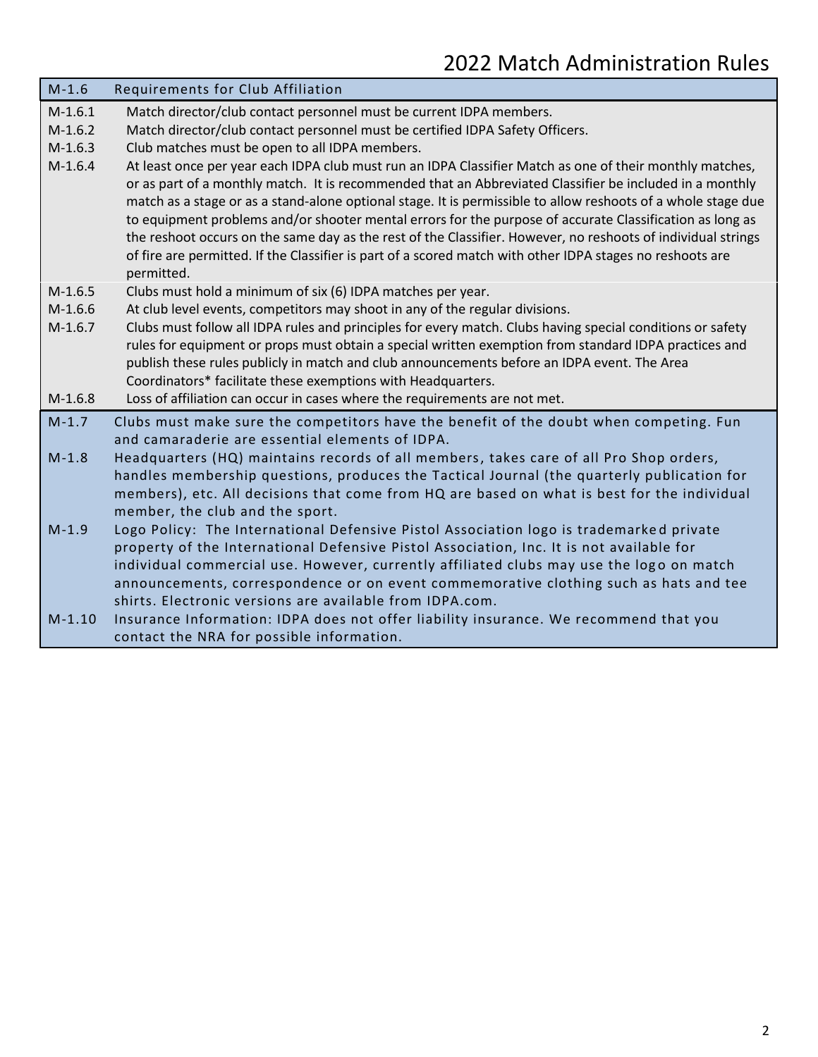| M-1.6 | Requirements for Club Affiliation |
|---|---|
| M-1.6.1 | Match director/club contact personnel must be current IDPA members. |
| M-1.6.2 | Match director/club contact personnel must be certified IDPA Safety Officers. |
| M-1.6.3 | Club matches must be open to all IDPA members. |
| M-1.6.4 | At least once per year each IDPA club must run an IDPA Classifier Match as one of their monthly matches, or as part of a monthly match. It is recommended that an Abbreviated Classifier be included in a monthly match as a stage or as a stand-alone optional stage. It is permissible to allow reshoots of a whole stage due to equipment problems and/or shooter mental errors for the purpose of accurate Classification as long as the reshoot occurs on the same day as the rest of the Classifier. However, no reshoots of individual strings of fire are permitted. If the Classifier is part of a scored match with other IDPA stages no reshoots are permitted. |
| M-1.6.5 | Clubs must hold a minimum of six (6) IDPA matches per year. |
| M-1.6.6 | At club level events, competitors may shoot in any of the regular divisions. |
| M-1.6.7 | Clubs must follow all IDPA rules and principles for every match. Clubs having special conditions or safety rules for equipment or props must obtain a special written exemption from standard IDPA practices and publish these rules publicly in match and club announcements before an IDPA event. The Area Coordinators* facilitate these exemptions with Headquarters. |
| M-1.6.8 | Loss of affiliation can occur in cases where the requirements are not met. |

| | |
|---|---|
| M-1.7 | Clubs must make sure the competitors have the benefit of the doubt when competing. Fun and camaraderie are essential elements of IDPA. |
| M-1.8 | Headquarters (HQ) maintains records of all members, takes care of all Pro Shop orders, handles membership questions, produces the Tactical Journal (the quarterly publication for members), etc. All decisions that come from HQ are based on what is best for the individual member, the club and the sport. |
| M-1.9 | Logo Policy: The International Defensive Pistol Association logo is trademarked private property of the International Defensive Pistol Association, Inc. It is not available for individual commercial use. However, currently affiliated clubs may use the logo on match announcements, correspondence or on event commemorative clothing such as hats and tee shirts. Electronic versions are available from IDPA.com. |
| M-1.10 | Insurance Information: IDPA does not offer liability insurance. We recommend that you contact the NRA for possible information. |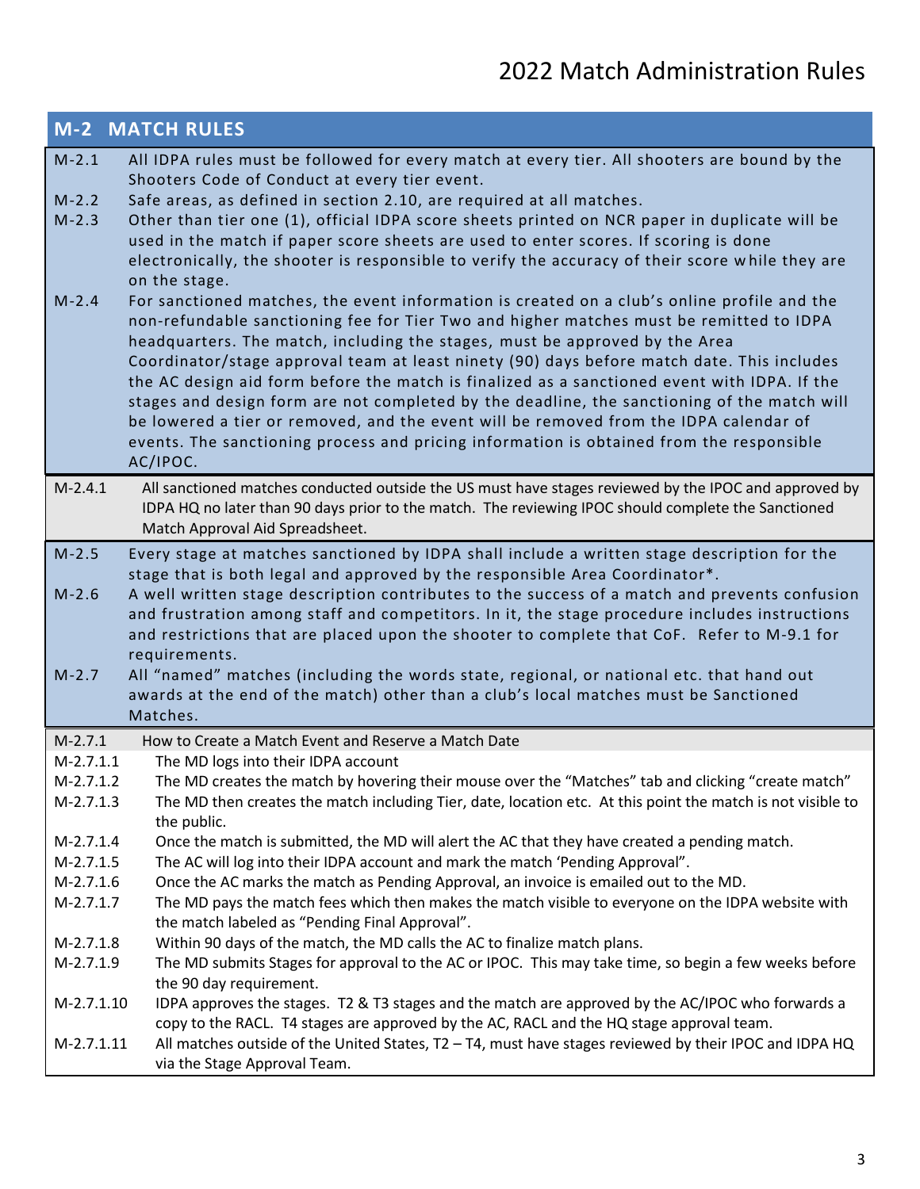## M-2 MATCH RULES

M-2.1 All IDPA rules must be followed for every match at every tier. All shooters are bound by the Shooters Code of Conduct at every tier event.

M-2.2 Safe areas, as defined in section 2.10, are required at all matches.

M-2.3 Other than tier one (1), official IDPA score sheets printed on NCR paper in duplicate will be used in the match if paper score sheets are used to enter scores. If scoring is done electronically, the shooter is responsible to verify the accuracy of their score while they are on the stage.

M-2.4 For sanctioned matches, the event information is created on a club's online profile and the non-refundable sanctioning fee for Tier Two and higher matches must be remitted to IDPA headquarters. The match, including the stages, must be approved by the Area Coordinator/stage approval team at least ninety (90) days before match date. This includes the AC design aid form before the match is finalized as a sanctioned event with IDPA. If the stages and design form are not completed by the deadline, the sanctioning of the match will be lowered a tier or removed, and the event will be removed from the IDPA calendar of events. The sanctioning process and pricing information is obtained from the responsible AC/IPOC.

M-2.4.1 All sanctioned matches conducted outside the US must have stages reviewed by the IPOC and approved by IDPA HQ no later than 90 days prior to the match. The reviewing IPOC should complete the Sanctioned Match Approval Aid Spreadsheet.

M-2.5 Every stage at matches sanctioned by IDPA shall include a written stage description for the stage that is both legal and approved by the responsible Area Coordinator*.

M-2.6 A well written stage description contributes to the success of a match and prevents confusion and frustration among staff and competitors. In it, the stage procedure includes instructions and restrictions that are placed upon the shooter to complete that CoF. Refer to M-9.1 for requirements.

M-2.7 All "named" matches (including the words state, regional, or national etc. that hand out awards at the end of the match) other than a club's local matches must be Sanctioned Matches.

M-2.7.1 How to Create a Match Event and Reserve a Match Date

M-2.7.1.1 The MD logs into their IDPA account

M-2.7.1.2 The MD creates the match by hovering their mouse over the "Matches" tab and clicking "create match"

M-2.7.1.3 The MD then creates the match including Tier, date, location etc. At this point the match is not visible to the public.

M-2.7.1.4 Once the match is submitted, the MD will alert the AC that they have created a pending match.

M-2.7.1.5 The AC will log into their IDPA account and mark the match 'Pending Approval".

M-2.7.1.6 Once the AC marks the match as Pending Approval, an invoice is emailed out to the MD.

M-2.7.1.7 The MD pays the match fees which then makes the match visible to everyone on the IDPA website with the match labeled as "Pending Final Approval".

M-2.7.1.8 Within 90 days of the match, the MD calls the AC to finalize match plans.

M-2.7.1.9 The MD submits Stages for approval to the AC or IPOC. This may take time, so begin a few weeks before the 90 day requirement.

M-2.7.1.10 IDPA approves the stages. T2 & T3 stages and the match are approved by the AC/IPOC who forwards a copy to the RACL. T4 stages are approved by the AC, RACL and the HQ stage approval team.

M-2.7.1.11 All matches outside of the United States, T2 – T4, must have stages reviewed by their IPOC and IDPA HQ via the Stage Approval Team.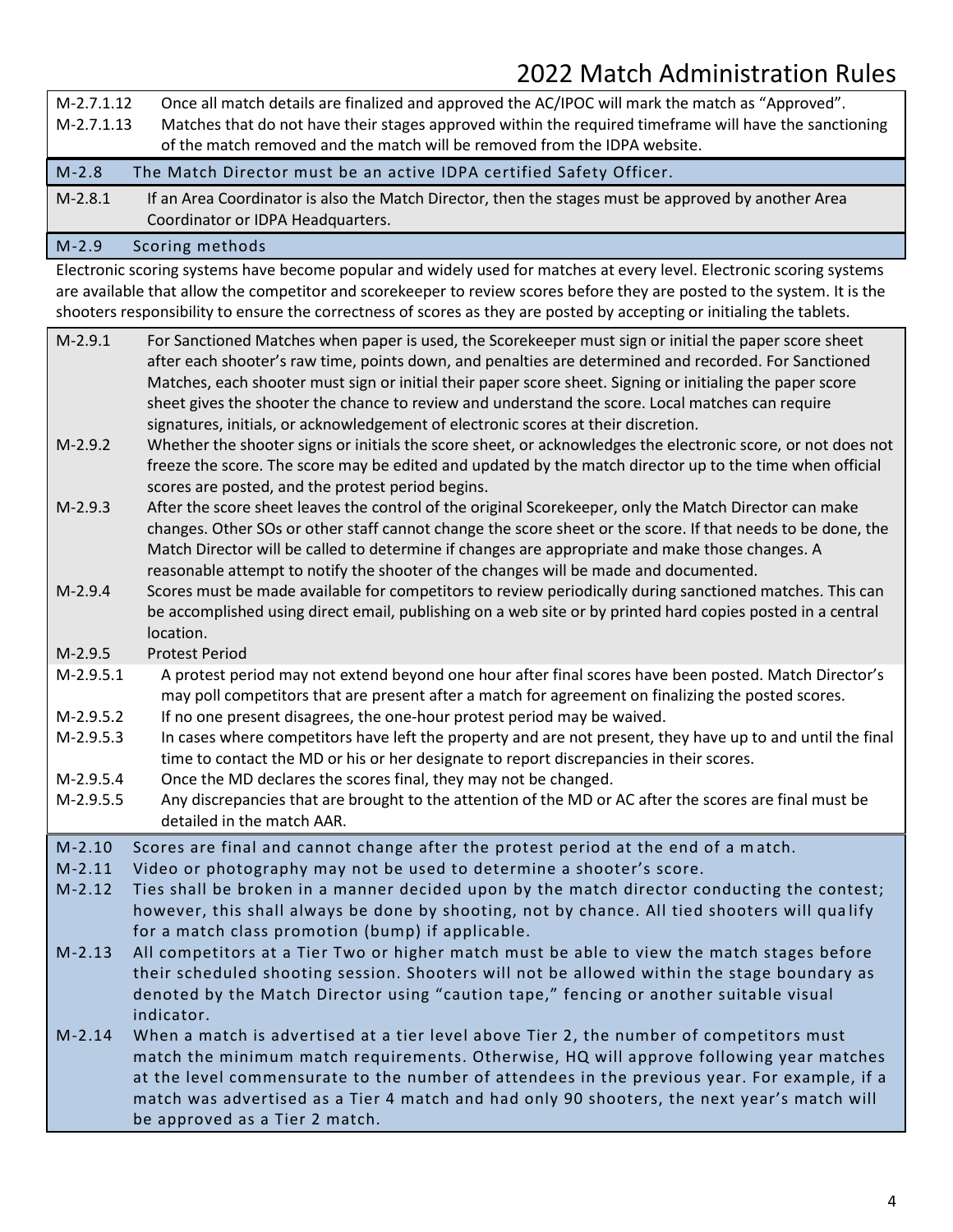M-2.7.1.12 Once all match details are finalized and approved the AC/IPOC will mark the match as "Approved".

M-2.7.1.13 Matches that do not have their stages approved within the required timeframe will have the sanctioning of the match removed and the match will be removed from the IDPA website.

## M-2.8 The Match Director must be an active IDPA certified Safety Officer.

M-2.8.1 If an Area Coordinator is also the Match Director, then the stages must be approved by another Area Coordinator or IDPA Headquarters.

## M-2.9 Scoring methods

Electronic scoring systems have become popular and widely used for matches at every level. Electronic scoring systems are available that allow the competitor and scorekeeper to review scores before they are posted to the system. It is the shooters responsibility to ensure the correctness of scores as they are posted by accepting or initialing the tablets.

M-2.9.1 For Sanctioned Matches when paper is used, the Scorekeeper must sign or initial the paper score sheet after each shooter's raw time, points down, and penalties are determined and recorded. For Sanctioned Matches, each shooter must sign or initial their paper score sheet. Signing or initialing the paper score sheet gives the shooter the chance to review and understand the score. Local matches can require signatures, initials, or acknowledgement of electronic scores at their discretion.

M-2.9.2 Whether the shooter signs or initials the score sheet, or acknowledges the electronic score, or not does not freeze the score. The score may be edited and updated by the match director up to the time when official scores are posted, and the protest period begins.

M-2.9.3 After the score sheet leaves the control of the original Scorekeeper, only the Match Director can make changes. Other SOs or other staff cannot change the score sheet or the score. If that needs to be done, the Match Director will be called to determine if changes are appropriate and make those changes. A reasonable attempt to notify the shooter of the changes will be made and documented.

M-2.9.4 Scores must be made available for competitors to review periodically during sanctioned matches. This can be accomplished using direct email, publishing on a web site or by printed hard copies posted in a central location.

M-2.9.5 Protest Period

M-2.9.5.1 A protest period may not extend beyond one hour after final scores have been posted. Match Director's may poll competitors that are present after a match for agreement on finalizing the posted scores.

M-2.9.5.2 If no one present disagrees, the one-hour protest period may be waived.

M-2.9.5.3 In cases where competitors have left the property and are not present, they have up to and until the final time to contact the MD or his or her designate to report discrepancies in their scores.

M-2.9.5.4 Once the MD declares the scores final, they may not be changed.

M-2.9.5.5 Any discrepancies that are brought to the attention of the MD or AC after the scores are final must be detailed in the match AAR.

## M-2.10 Scores are final and cannot change after the protest period at the end of a match.

## M-2.11 Video or photography may not be used to determine a shooter's score.

## M-2.12 Ties shall be broken in a manner decided upon by the match director conducting the contest; however, this shall always be done by shooting, not by chance. All tied shooters will qualify for a match class promotion (bump) if applicable.

## M-2.13 All competitors at a Tier Two or higher match must be able to view the match stages before their scheduled shooting session. Shooters will not be allowed within the stage boundary as denoted by the Match Director using "caution tape," fencing or another suitable visual indicator.

## M-2.14 When a match is advertised at a tier level above Tier 2, the number of competitors must match the minimum match requirements. Otherwise, HQ will approve following year matches at the level commensurate to the number of attendees in the previous year. For example, if a match was advertised as a Tier 4 match and had only 90 shooters, the next year's match will be approved as a Tier 2 match.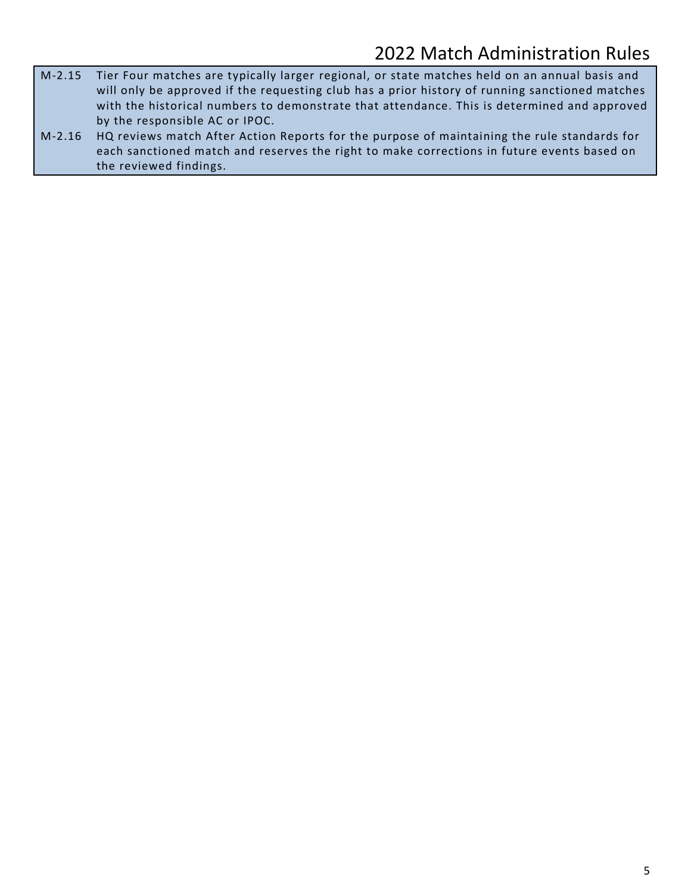M-2.15 Tier Four matches are typically larger regional, or state matches held on an annual basis and will only be approved if the requesting club has a prior history of running sanctioned matches with the historical numbers to demonstrate that attendance. This is determined and approved by the responsible AC or IPOC.

M-2.16 HQ reviews match After Action Reports for the purpose of maintaining the rule standards for each sanctioned match and reserves the right to make corrections in future events based on the reviewed findings.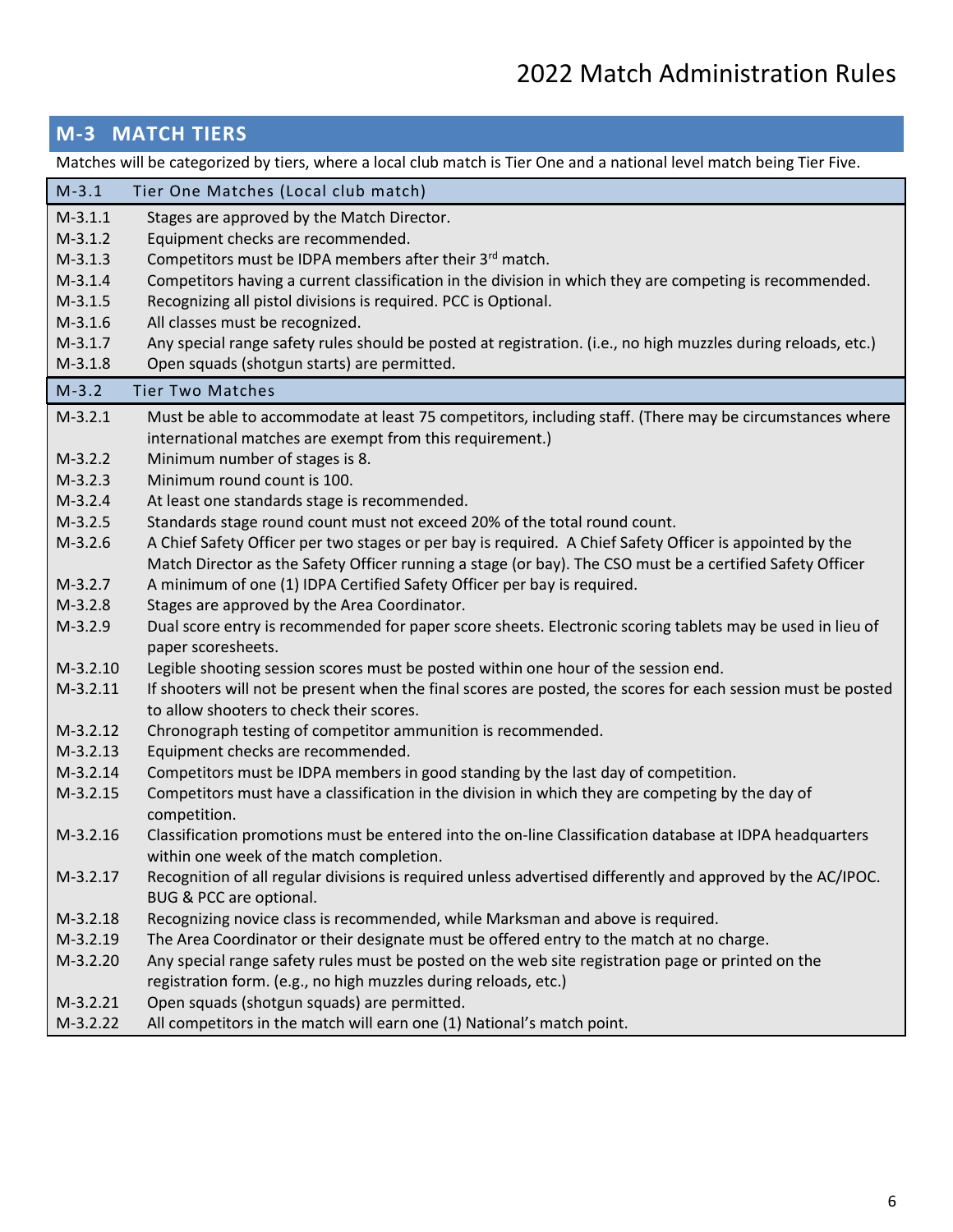## M-3 MATCH TIERS

Matches will be categorized by tiers, where a local club match is Tier One and a national level match being Tier Five.

| M-3.1 | Tier One Matches (Local club match) |
|---|---|
| M-3.1.1 | Stages are approved by the Match Director. |
| M-3.1.2 | Equipment checks are recommended. |
| M-3.1.3 | Competitors must be IDPA members after their 3rd match. |
| M-3.1.4 | Competitors having a current classification in the division in which they are competing is recommended. |
| M-3.1.5 | Recognizing all pistol divisions is required. PCC is Optional. |
| M-3.1.6 | All classes must be recognized. |
| M-3.1.7 | Any special range safety rules should be posted at registration. (i.e., no high muzzles during reloads, etc.) |
| M-3.1.8 | Open squads (shotgun starts) are permitted. |

| M-3.2 | Tier Two Matches |
|---|---|
| M-3.2.1 | Must be able to accommodate at least 75 competitors, including staff. (There may be circumstances where international matches are exempt from this requirement.) |
| M-3.2.2 | Minimum number of stages is 8. |
| M-3.2.3 | Minimum round count is 100. |
| M-3.2.4 | At least one standards stage is recommended. |
| M-3.2.5 | Standards stage round count must not exceed 20% of the total round count. |
| M-3.2.6 | A Chief Safety Officer per two stages or per bay is required. A Chief Safety Officer is appointed by the Match Director as the Safety Officer running a stage (or bay). The CSO must be a certified Safety Officer |
| M-3.2.7 | A minimum of one (1) IDPA Certified Safety Officer per bay is required. |
| M-3.2.8 | Stages are approved by the Area Coordinator. |
| M-3.2.9 | Dual score entry is recommended for paper score sheets. Electronic scoring tablets may be used in lieu of paper scoresheets. |
| M-3.2.10 | Legible shooting session scores must be posted within one hour of the session end. |
| M-3.2.11 | If shooters will not be present when the final scores are posted, the scores for each session must be posted to allow shooters to check their scores. |
| M-3.2.12 | Chronograph testing of competitor ammunition is recommended. |
| M-3.2.13 | Equipment checks are recommended. |
| M-3.2.14 | Competitors must be IDPA members in good standing by the last day of competition. |
| M-3.2.15 | Competitors must have a classification in the division in which they are competing by the day of competition. |
| M-3.2.16 | Classification promotions must be entered into the on-line Classification database at IDPA headquarters within one week of the match completion. |
| M-3.2.17 | Recognition of all regular divisions is required unless advertised differently and approved by the AC/IPOC. BUG & PCC are optional. |
| M-3.2.18 | Recognizing novice class is recommended, while Marksman and above is required. |
| M-3.2.19 | The Area Coordinator or their designate must be offered entry to the match at no charge. |
| M-3.2.20 | Any special range safety rules must be posted on the web site registration page or printed on the registration form. (e.g., no high muzzles during reloads, etc.) |
| M-3.2.21 | Open squads (shotgun squads) are permitted. |
| M-3.2.22 | All competitors in the match will earn one (1) National's match point. |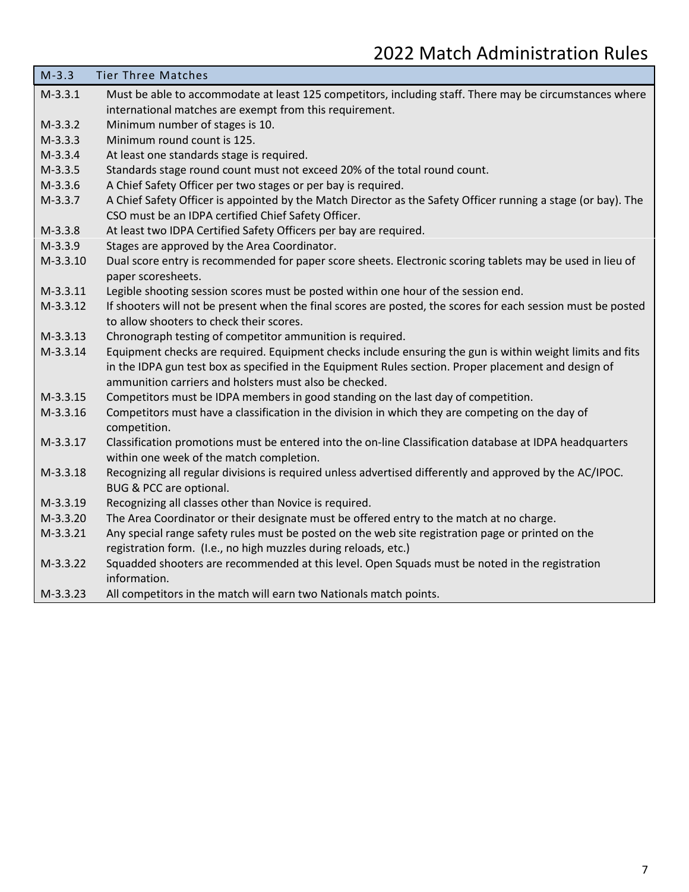| M-3.3 | Tier Three Matches |
| --- | --- |
| M-3.3.1 | Must be able to accommodate at least 125 competitors, including staff. There may be circumstances where international matches are exempt from this requirement. |
| M-3.3.2 | Minimum number of stages is 10. |
| M-3.3.3 | Minimum round count is 125. |
| M-3.3.4 | At least one standards stage is required. |
| M-3.3.5 | Standards stage round count must not exceed 20% of the total round count. |
| M-3.3.6 | A Chief Safety Officer per two stages or per bay is required. |
| M-3.3.7 | A Chief Safety Officer is appointed by the Match Director as the Safety Officer running a stage (or bay). The CSO must be an IDPA certified Chief Safety Officer. |
| M-3.3.8 | At least two IDPA Certified Safety Officers per bay are required. |
| M-3.3.9 | Stages are approved by the Area Coordinator. |
| M-3.3.10 | Dual score entry is recommended for paper score sheets. Electronic scoring tablets may be used in lieu of paper scoresheets. |
| M-3.3.11 | Legible shooting session scores must be posted within one hour of the session end. |
| M-3.3.12 | If shooters will not be present when the final scores are posted, the scores for each session must be posted to allow shooters to check their scores. |
| M-3.3.13 | Chronograph testing of competitor ammunition is required. |
| M-3.3.14 | Equipment checks are required. Equipment checks include ensuring the gun is within weight limits and fits in the IDPA gun test box as specified in the Equipment Rules section. Proper placement and design of ammunition carriers and holsters must also be checked. |
| M-3.3.15 | Competitors must be IDPA members in good standing on the last day of competition. |
| M-3.3.16 | Competitors must have a classification in the division in which they are competing on the day of competition. |
| M-3.3.17 | Classification promotions must be entered into the on-line Classification database at IDPA headquarters within one week of the match completion. |
| M-3.3.18 | Recognizing all regular divisions is required unless advertised differently and approved by the AC/IPOC. BUG & PCC are optional. |
| M-3.3.19 | Recognizing all classes other than Novice is required. |
| M-3.3.20 | The Area Coordinator or their designate must be offered entry to the match at no charge. |
| M-3.3.21 | Any special range safety rules must be posted on the web site registration page or printed on the registration form. (I.e., no high muzzles during reloads, etc.) |
| M-3.3.22 | Squadded shooters are recommended at this level. Open Squads must be noted in the registration information. |
| M-3.3.23 | All competitors in the match will earn two Nationals match points. |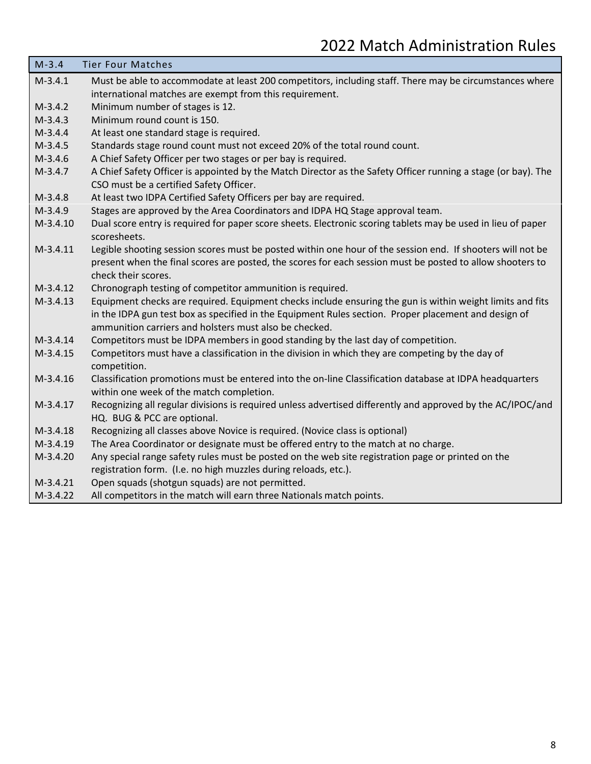| M-3.4 | Tier Four Matches |
|---|---|
| M-3.4.1 | Must be able to accommodate at least 200 competitors, including staff. There may be circumstances where international matches are exempt from this requirement. |
| M-3.4.2 | Minimum number of stages is 12. |
| M-3.4.3 | Minimum round count is 150. |
| M-3.4.4 | At least one standard stage is required. |
| M-3.4.5 | Standards stage round count must not exceed 20% of the total round count. |
| M-3.4.6 | A Chief Safety Officer per two stages or per bay is required. |
| M-3.4.7 | A Chief Safety Officer is appointed by the Match Director as the Safety Officer running a stage (or bay). The CSO must be a certified Safety Officer. |
| M-3.4.8 | At least two IDPA Certified Safety Officers per bay are required. |
| M-3.4.9 | Stages are approved by the Area Coordinators and IDPA HQ Stage approval team. |
| M-3.4.10 | Dual score entry is required for paper score sheets. Electronic scoring tablets may be used in lieu of paper scoresheets. |
| M-3.4.11 | Legible shooting session scores must be posted within one hour of the session end. If shooters will not be present when the final scores are posted, the scores for each session must be posted to allow shooters to check their scores. |
| M-3.4.12 | Chronograph testing of competitor ammunition is required. |
| M-3.4.13 | Equipment checks are required. Equipment checks include ensuring the gun is within weight limits and fits in the IDPA gun test box as specified in the Equipment Rules section. Proper placement and design of ammunition carriers and holsters must also be checked. |
| M-3.4.14 | Competitors must be IDPA members in good standing by the last day of competition. |
| M-3.4.15 | Competitors must have a classification in the division in which they are competing by the day of competition. |
| M-3.4.16 | Classification promotions must be entered into the on-line Classification database at IDPA headquarters within one week of the match completion. |
| M-3.4.17 | Recognizing all regular divisions is required unless advertised differently and approved by the AC/IPOC/and HQ. BUG & PCC are optional. |
| M-3.4.18 | Recognizing all classes above Novice is required. (Novice class is optional) |
| M-3.4.19 | The Area Coordinator or designate must be offered entry to the match at no charge. |
| M-3.4.20 | Any special range safety rules must be posted on the web site registration page or printed on the registration form. (I.e. no high muzzles during reloads, etc.). |
| M-3.4.21 | Open squads (shotgun squads) are not permitted. |
| M-3.4.22 | All competitors in the match will earn three Nationals match points. |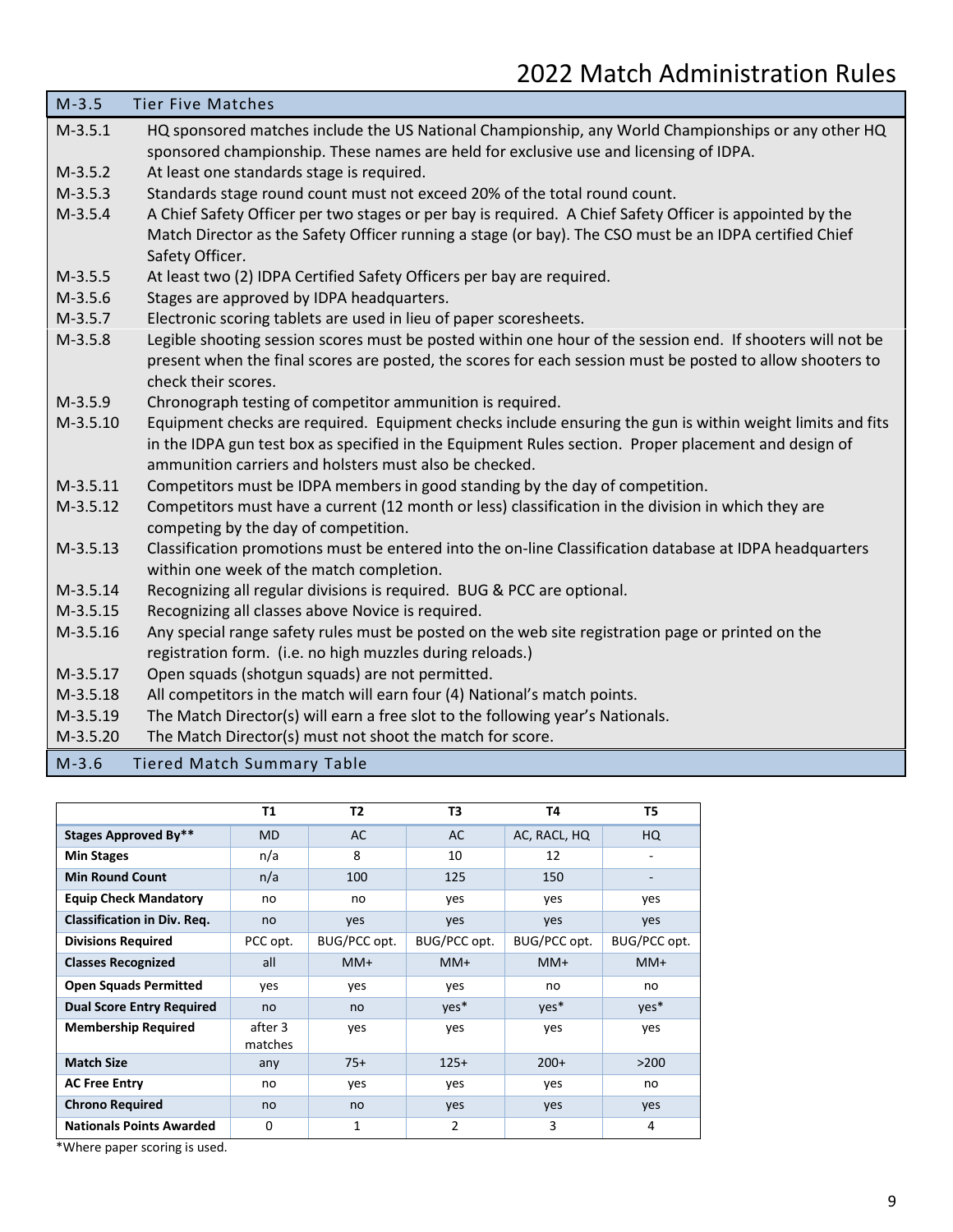## M-3.5 Tier Five Matches

M-3.5.1 HQ sponsored matches include the US National Championship, any World Championships or any other HQ sponsored championship. These names are held for exclusive use and licensing of IDPA.

M-3.5.2 At least one standards stage is required.

M-3.5.3 Standards stage round count must not exceed 20% of the total round count.

M-3.5.4 A Chief Safety Officer per two stages or per bay is required. A Chief Safety Officer is appointed by the Match Director as the Safety Officer running a stage (or bay). The CSO must be an IDPA certified Chief Safety Officer.

M-3.5.5 At least two (2) IDPA Certified Safety Officers per bay are required.

M-3.5.6 Stages are approved by IDPA headquarters.

M-3.5.7 Electronic scoring tablets are used in lieu of paper scoresheets.

M-3.5.8 Legible shooting session scores must be posted within one hour of the session end. If shooters will not be present when the final scores are posted, the scores for each session must be posted to allow shooters to check their scores.

M-3.5.9 Chronograph testing of competitor ammunition is required.

M-3.5.10 Equipment checks are required. Equipment checks include ensuring the gun is within weight limits and fits in the IDPA gun test box as specified in the Equipment Rules section. Proper placement and design of ammunition carriers and holsters must also be checked.

M-3.5.11 Competitors must be IDPA members in good standing by the day of competition.

M-3.5.12 Competitors must have a current (12 month or less) classification in the division in which they are competing by the day of competition.

M-3.5.13 Classification promotions must be entered into the on-line Classification database at IDPA headquarters within one week of the match completion.

M-3.5.14 Recognizing all regular divisions is required. BUG & PCC are optional.

M-3.5.15 Recognizing all classes above Novice is required.

M-3.5.16 Any special range safety rules must be posted on the web site registration page or printed on the registration form. (i.e. no high muzzles during reloads.)

M-3.5.17 Open squads (shotgun squads) are not permitted.

M-3.5.18 All competitors in the match will earn four (4) National's match points.

M-3.5.19 The Match Director(s) will earn a free slot to the following year's Nationals.

M-3.5.20 The Match Director(s) must not shoot the match for score.

## M-3.6 Tiered Match Summary Table

| | T1 | T2 | T3 | T4 | T5 |
|---|---|---|---|---|---|
| **Stages Approved By\*\*** | MD | AC | AC | AC, RACL, HQ | HQ |
| **Min Stages** | n/a | 8 | 10 | 12 | - |
| **Min Round Count** | n/a | 100 | 125 | 150 | - |
| **Equip Check Mandatory** | no | no | yes | yes | yes |
| **Classification in Div. Req.** | no | yes | yes | yes | yes |
| **Divisions Required** | PCC opt. | BUG/PCC opt. | BUG/PCC opt. | BUG/PCC opt. | BUG/PCC opt. |
| **Classes Recognized** | all | MM+ | MM+ | MM+ | MM+ |
| **Open Squads Permitted** | yes | yes | yes | no | no |
| **Dual Score Entry Required** | no | no | yes* | yes* | yes* |
| **Membership Required** | after 3 matches | yes | yes | yes | yes |
| **Match Size** | any | 75+ | 125+ | 200+ | >200 |
| **AC Free Entry** | no | yes | yes | yes | no |
| **Chrono Required** | no | no | yes | yes | yes |
| **Nationals Points Awarded** | 0 | 1 | 2 | 3 | 4 |

*Where paper scoring is used.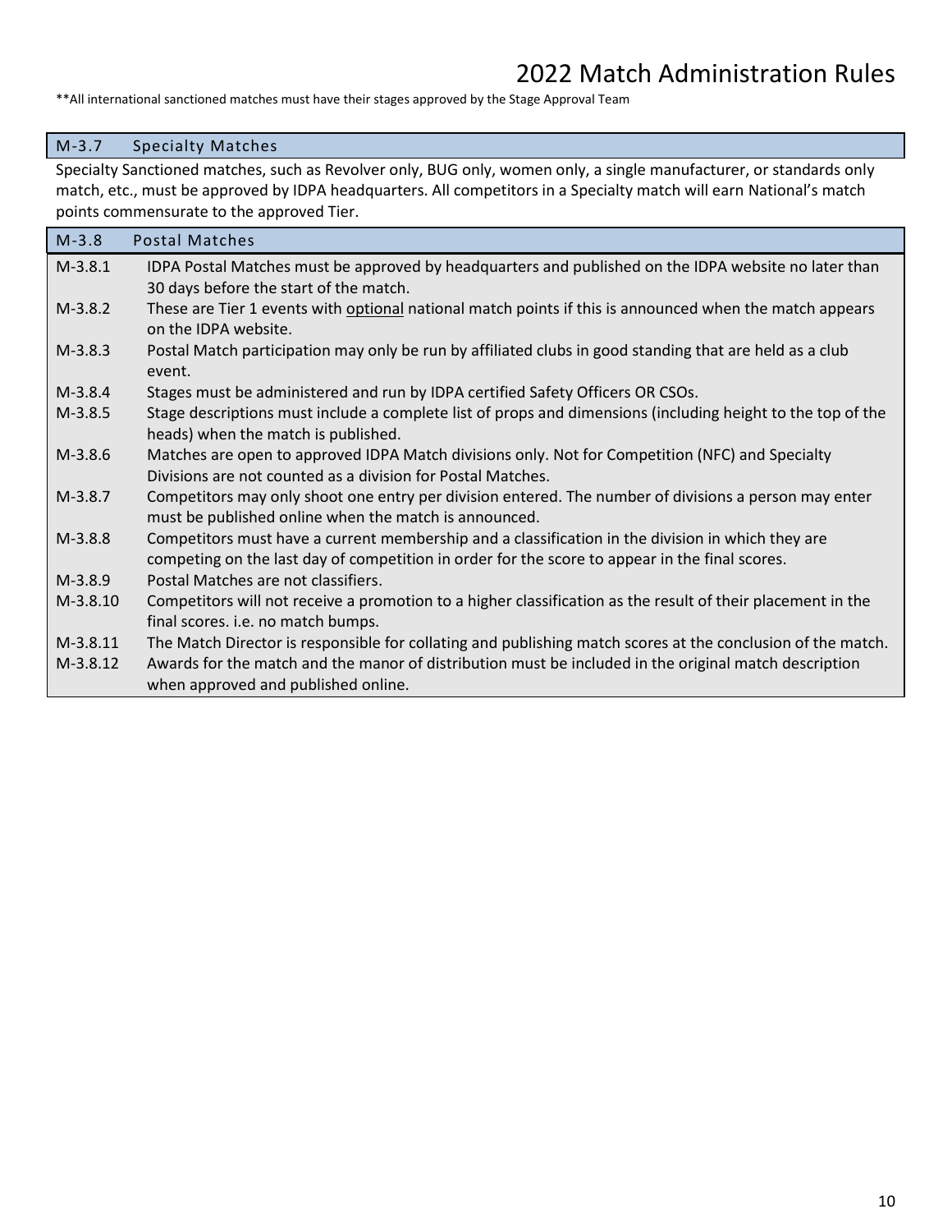**All international sanctioned matches must have their stages approved by the Stage Approval Team

## M-3.7 Specialty Matches

Specialty Sanctioned matches, such as Revolver only, BUG only, women only, a single manufacturer, or standards only match, etc., must be approved by IDPA headquarters. All competitors in a Specialty match will earn National's match points commensurate to the approved Tier.

## M-3.8 Postal Matches

| | |
|---|---|
| M-3.8.1 | IDPA Postal Matches must be approved by headquarters and published on the IDPA website no later than 30 days before the start of the match. |
| M-3.8.2 | These are Tier 1 events with <u>optional</u> national match points if this is announced when the match appears on the IDPA website. |
| M-3.8.3 | Postal Match participation may only be run by affiliated clubs in good standing that are held as a club event. |
| M-3.8.4 | Stages must be administered and run by IDPA certified Safety Officers OR CSOs. |
| M-3.8.5 | Stage descriptions must include a complete list of props and dimensions (including height to the top of the heads) when the match is published. |
| M-3.8.6 | Matches are open to approved IDPA Match divisions only. Not for Competition (NFC) and Specialty Divisions are not counted as a division for Postal Matches. |
| M-3.8.7 | Competitors may only shoot one entry per division entered. The number of divisions a person may enter must be published online when the match is announced. |
| M-3.8.8 | Competitors must have a current membership and a classification in the division in which they are competing on the last day of competition in order for the score to appear in the final scores. |
| M-3.8.9 | Postal Matches are not classifiers. |
| M-3.8.10 | Competitors will not receive a promotion to a higher classification as the result of their placement in the final scores. i.e. no match bumps. |
| M-3.8.11 | The Match Director is responsible for collating and publishing match scores at the conclusion of the match. |
| M-3.8.12 | Awards for the match and the manor of distribution must be included in the original match description when approved and published online. |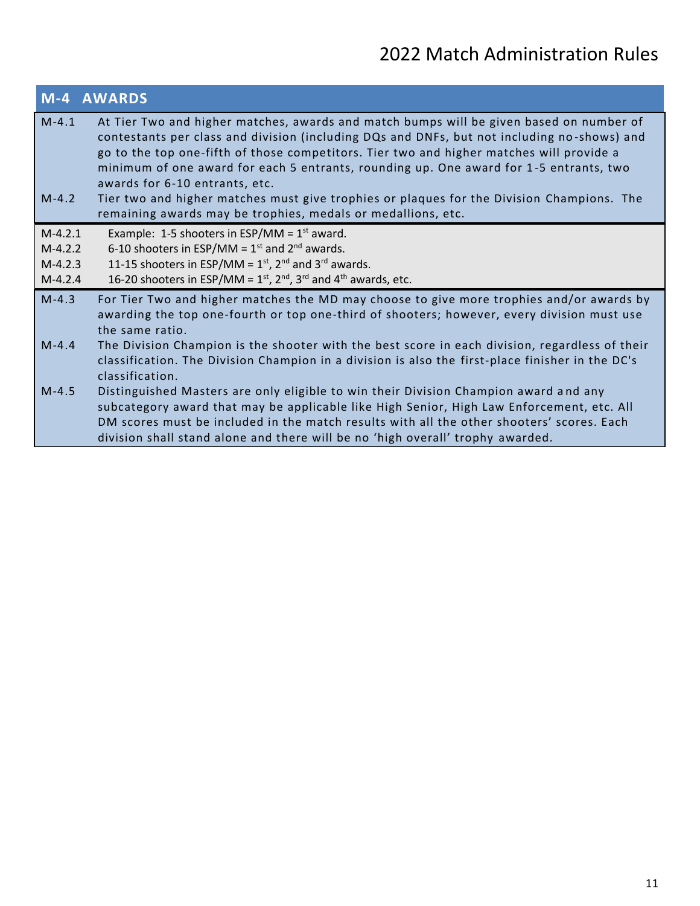## M-4 AWARDS

M-4.1 At Tier Two and higher matches, awards and match bumps will be given based on number of contestants per class and division (including DQs and DNFs, but not including no-shows) and go to the top one-fifth of those competitors. Tier two and higher matches will provide a minimum of one award for each 5 entrants, rounding up. One award for 1-5 entrants, two awards for 6-10 entrants, etc.

M-4.2 Tier two and higher matches must give trophies or plaques for the Division Champions. The remaining awards may be trophies, medals or medallions, etc.

M-4.2.1 Example: 1-5 shooters in ESP/MM = 1st award.

M-4.2.2 6-10 shooters in ESP/MM = 1st and 2nd awards.

M-4.2.3 11-15 shooters in ESP/MM = 1st, 2nd and 3rd awards.

M-4.2.4 16-20 shooters in ESP/MM = 1st, 2nd, 3rd and 4th awards, etc.

M-4.3 For Tier Two and higher matches the MD may choose to give more trophies and/or awards by awarding the top one-fourth or top one-third of shooters; however, every division must use the same ratio.

M-4.4 The Division Champion is the shooter with the best score in each division, regardless of their classification. The Division Champion in a division is also the first-place finisher in the DC's classification.

M-4.5 Distinguished Masters are only eligible to win their Division Champion award and any subcategory award that may be applicable like High Senior, High Law Enforcement, etc. All DM scores must be included in the match results with all the other shooters' scores. Each division shall stand alone and there will be no 'high overall' trophy awarded.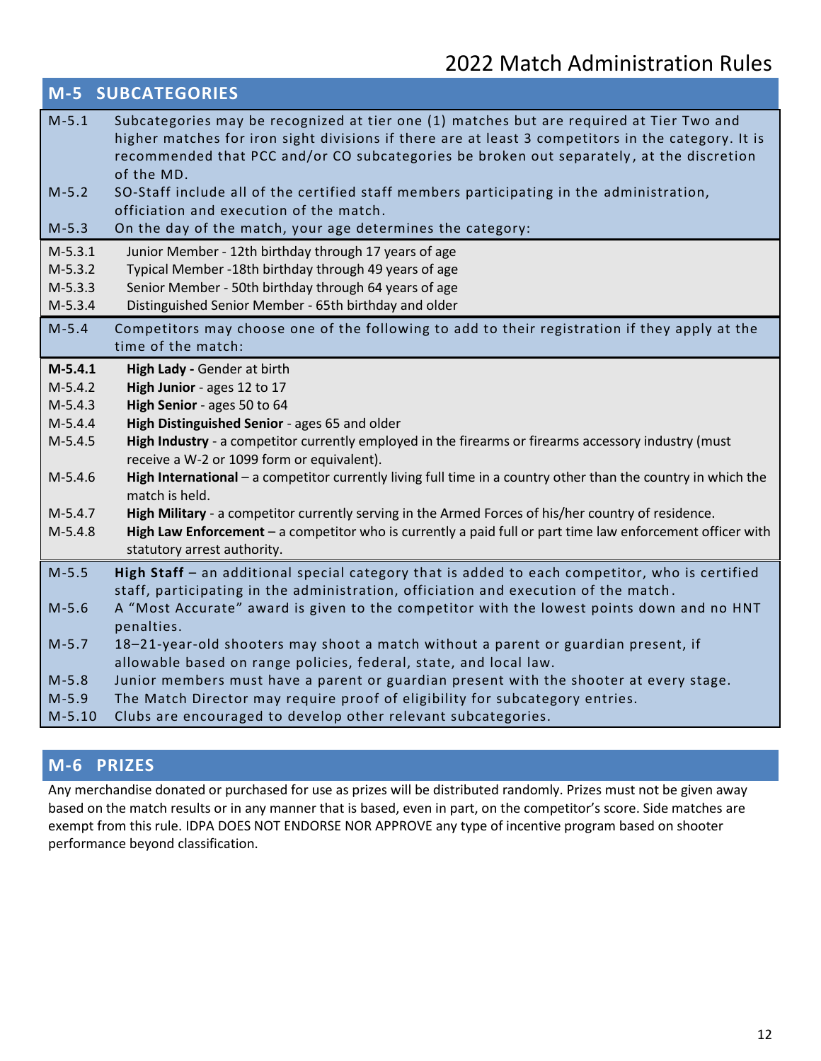## M-5 SUBCATEGORIES

| | |
|---|---|
| M-5.1 | Subcategories may be recognized at tier one (1) matches but are required at Tier Two and higher matches for iron sight divisions if there are at least 3 competitors in the category. It is recommended that PCC and/or CO subcategories be broken out separately, at the discretion of the MD. |
| M-5.2 | SO-Staff include all of the certified staff members participating in the administration, officiation and execution of the match. |
| M-5.3 | On the day of the match, your age determines the category: |
| M-5.3.1 | Junior Member - 12th birthday through 17 years of age |
| M-5.3.2 | Typical Member -18th birthday through 49 years of age |
| M-5.3.3 | Senior Member - 50th birthday through 64 years of age |
| M-5.3.4 | Distinguished Senior Member - 65th birthday and older |
| M-5.4 | Competitors may choose one of the following to add to their registration if they apply at the time of the match: |
| **M-5.4.1** | **High Lady -** Gender at birth |
| M-5.4.2 | **High Junior** - ages 12 to 17 |
| M-5.4.3 | **High Senior** - ages 50 to 64 |
| M-5.4.4 | **High Distinguished Senior** - ages 65 and older |
| M-5.4.5 | **High Industry** - a competitor currently employed in the firearms or firearms accessory industry (must receive a W-2 or 1099 form or equivalent). |
| M-5.4.6 | **High International** – a competitor currently living full time in a country other than the country in which the match is held. |
| M-5.4.7 | **High Military** - a competitor currently serving in the Armed Forces of his/her country of residence. |
| M-5.4.8 | **High Law Enforcement** – a competitor who is currently a paid full or part time law enforcement officer with statutory arrest authority. |
| M-5.5 | **High Staff** – an additional special category that is added to each competitor, who is certified staff, participating in the administration, officiation and execution of the match. |
| M-5.6 | A "Most Accurate" award is given to the competitor with the lowest points down and no HNT penalties. |
| M-5.7 | 18–21-year-old shooters may shoot a match without a parent or guardian present, if allowable based on range policies, federal, state, and local law. |
| M-5.8 | Junior members must have a parent or guardian present with the shooter at every stage. |
| M-5.9 | The Match Director may require proof of eligibility for subcategory entries. |
| M-5.10 | Clubs are encouraged to develop other relevant subcategories. |

## M-6 PRIZES

Any merchandise donated or purchased for use as prizes will be distributed randomly. Prizes must not be given away based on the match results or in any manner that is based, even in part, on the competitor's score. Side matches are exempt from this rule. IDPA DOES NOT ENDORSE NOR APPROVE any type of incentive program based on shooter performance beyond classification.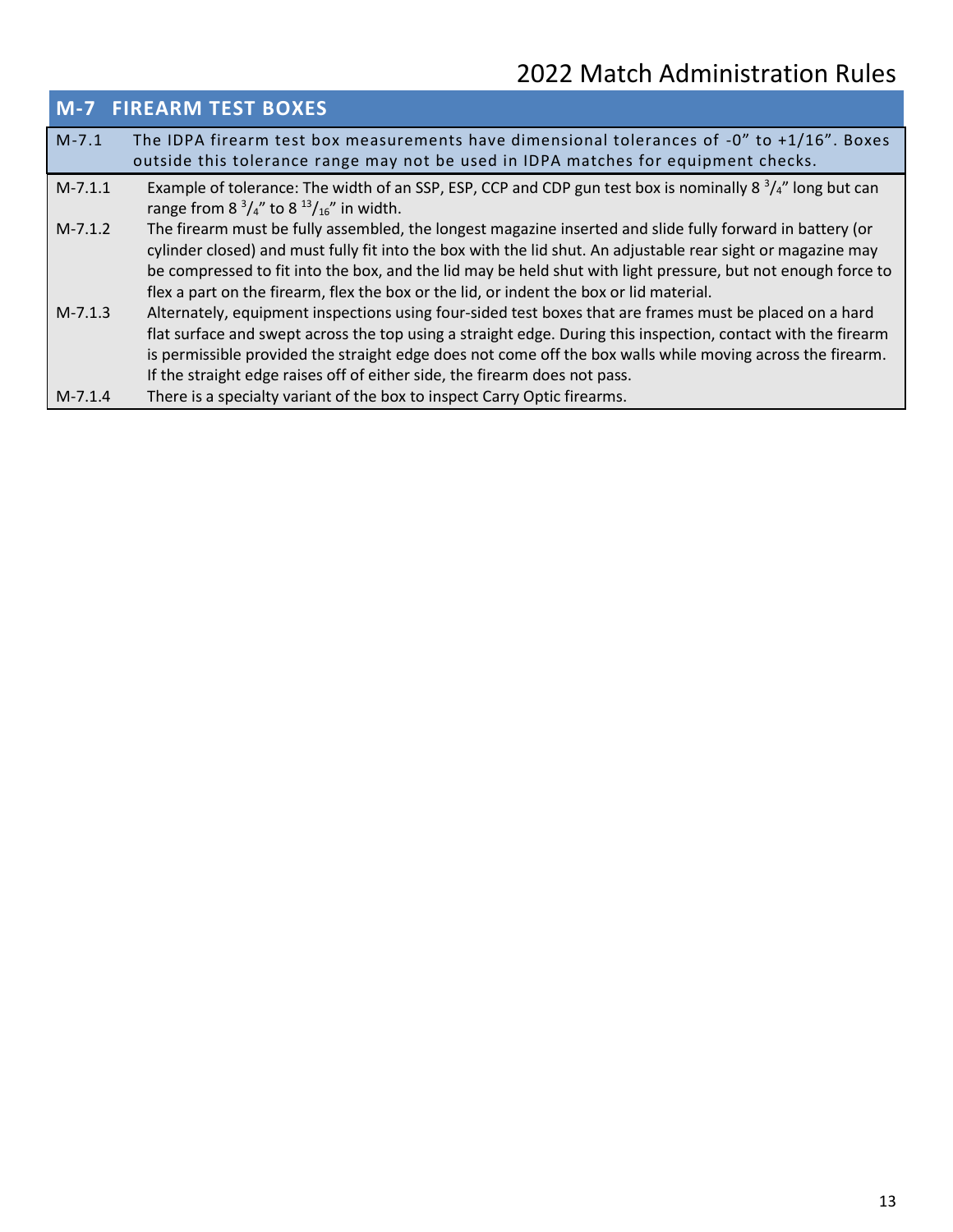## M-7 FIREARM TEST BOXES

| | |
|---|---|
| M-7.1 | The IDPA firearm test box measurements have dimensional tolerances of -0" to +1/16". Boxes outside this tolerance range may not be used in IDPA matches for equipment checks. |
| M-7.1.1 | Example of tolerance: The width of an SSP, ESP, CCP and CDP gun test box is nominally 8 $^3/_4$" long but can range from 8 $^3/_4$" to 8 $^{13}/_{16}$" in width. |
| M-7.1.2 | The firearm must be fully assembled, the longest magazine inserted and slide fully forward in battery (or cylinder closed) and must fully fit into the box with the lid shut. An adjustable rear sight or magazine may be compressed to fit into the box, and the lid may be held shut with light pressure, but not enough force to flex a part on the firearm, flex the box or the lid, or indent the box or lid material. |
| M-7.1.3 | Alternately, equipment inspections using four-sided test boxes that are frames must be placed on a hard flat surface and swept across the top using a straight edge. During this inspection, contact with the firearm is permissible provided the straight edge does not come off the box walls while moving across the firearm. If the straight edge raises off of either side, the firearm does not pass. |
| M-7.1.4 | There is a specialty variant of the box to inspect Carry Optic firearms. |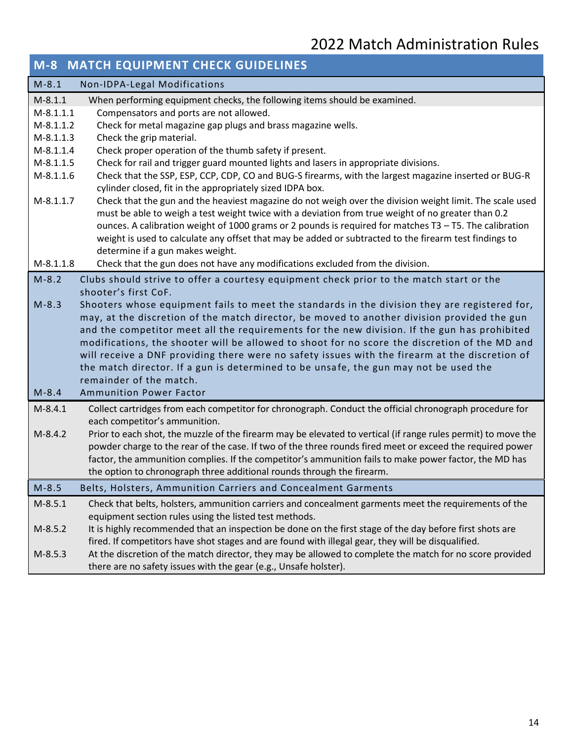## M-8 MATCH EQUIPMENT CHECK GUIDELINES

### M-8.1 Non-IDPA-Legal Modifications

M-8.1.1 When performing equipment checks, the following items should be examined.

M-8.1.1.1 Compensators and ports are not allowed.

M-8.1.1.2 Check for metal magazine gap plugs and brass magazine wells.

M-8.1.1.3 Check the grip material.

M-8.1.1.4 Check proper operation of the thumb safety if present.

M-8.1.1.5 Check for rail and trigger guard mounted lights and lasers in appropriate divisions.

M-8.1.1.6 Check that the SSP, ESP, CCP, CDP, CO and BUG-S firearms, with the largest magazine inserted or BUG-R cylinder closed, fit in the appropriately sized IDPA box.

M-8.1.1.7 Check that the gun and the heaviest magazine do not weigh over the division weight limit. The scale used must be able to weigh a test weight twice with a deviation from true weight of no greater than 0.2 ounces. A calibration weight of 1000 grams or 2 pounds is required for matches T3 – T5. The calibration weight is used to calculate any offset that may be added or subtracted to the firearm test findings to determine if a gun makes weight.

M-8.1.1.8 Check that the gun does not have any modifications excluded from the division.

### M-8.2 Clubs should strive to offer a courtesy equipment check prior to the match start or the shooter's first CoF.

### M-8.3 Shooters whose equipment fails to meet the standards in the division they are registered for, may, at the discretion of the match director, be moved to another division provided the gun and the competitor meet all the requirements for the new division. If the gun has prohibited modifications, the shooter will be allowed to shoot for no score the discretion of the MD and will receive a DNF providing there were no safety issues with the firearm at the discretion of the match director. If a gun is determined to be unsafe, the gun may not be used the remainder of the match.

### M-8.4 Ammunition Power Factor

M-8.4.1 Collect cartridges from each competitor for chronograph. Conduct the official chronograph procedure for each competitor's ammunition.

M-8.4.2 Prior to each shot, the muzzle of the firearm may be elevated to vertical (if range rules permit) to move the powder charge to the rear of the case. If two of the three rounds fired meet or exceed the required power factor, the ammunition complies. If the competitor's ammunition fails to make power factor, the MD has the option to chronograph three additional rounds through the firearm.

### M-8.5 Belts, Holsters, Ammunition Carriers and Concealment Garments

M-8.5.1 Check that belts, holsters, ammunition carriers and concealment garments meet the requirements of the equipment section rules using the listed test methods.

M-8.5.2 It is highly recommended that an inspection be done on the first stage of the day before first shots are fired. If competitors have shot stages and are found with illegal gear, they will be disqualified.

M-8.5.3 At the discretion of the match director, they may be allowed to complete the match for no score provided there are no safety issues with the gear (e.g., Unsafe holster).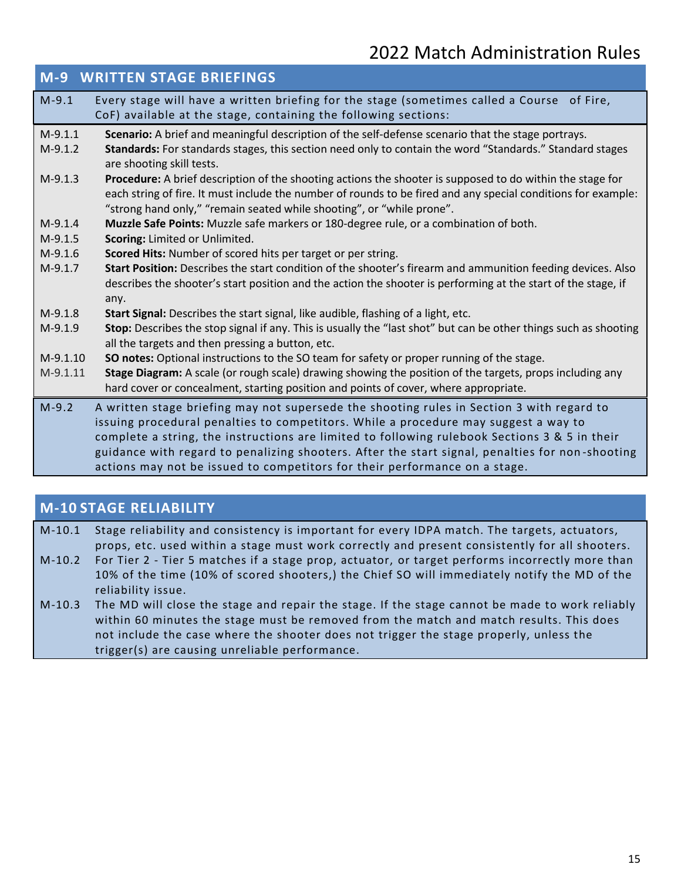## M-9 WRITTEN STAGE BRIEFINGS

M-9.1 Every stage will have a written briefing for the stage (sometimes called a Course of Fire, CoF) available at the stage, containing the following sections:

M-9.1.1 **Scenario:** A brief and meaningful description of the self-defense scenario that the stage portrays.

M-9.1.2 **Standards:** For standards stages, this section need only to contain the word "Standards." Standard stages are shooting skill tests.

M-9.1.3 **Procedure:** A brief description of the shooting actions the shooter is supposed to do within the stage for each string of fire. It must include the number of rounds to be fired and any special conditions for example: "strong hand only," "remain seated while shooting", or "while prone".

M-9.1.4 **Muzzle Safe Points:** Muzzle safe markers or 180-degree rule, or a combination of both.

M-9.1.5 **Scoring:** Limited or Unlimited.

M-9.1.6 **Scored Hits:** Number of scored hits per target or per string.

M-9.1.7 **Start Position:** Describes the start condition of the shooter's firearm and ammunition feeding devices. Also describes the shooter's start position and the action the shooter is performing at the start of the stage, if any.

M-9.1.8 **Start Signal:** Describes the start signal, like audible, flashing of a light, etc.

M-9.1.9 **Stop:** Describes the stop signal if any. This is usually the "last shot" but can be other things such as shooting all the targets and then pressing a button, etc.

M-9.1.10 **SO notes:** Optional instructions to the SO team for safety or proper running of the stage.

M-9.1.11 **Stage Diagram:** A scale (or rough scale) drawing showing the position of the targets, props including any hard cover or concealment, starting position and points of cover, where appropriate.

M-9.2 A written stage briefing may not supersede the shooting rules in Section 3 with regard to issuing procedural penalties to competitors. While a procedure may suggest a way to complete a string, the instructions are limited to following rulebook Sections 3 & 5 in their guidance with regard to penalizing shooters. After the start signal, penalties for non-shooting actions may not be issued to competitors for their performance on a stage.

## M-10 STAGE RELIABILITY

M-10.1 Stage reliability and consistency is important for every IDPA match. The targets, actuators, props, etc. used within a stage must work correctly and present consistently for all shooters.

M-10.2 For Tier 2 - Tier 5 matches if a stage prop, actuator, or target performs incorrectly more than 10% of the time (10% of scored shooters,) the Chief SO will immediately notify the MD of the reliability issue.

M-10.3 The MD will close the stage and repair the stage. If the stage cannot be made to work reliably within 60 minutes the stage must be removed from the match and match results. This does not include the case where the shooter does not trigger the stage properly, unless the trigger(s) are causing unreliable performance.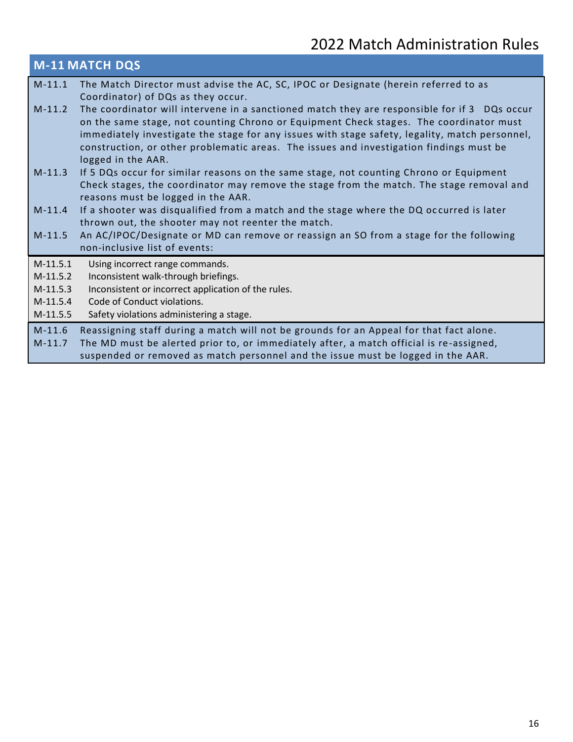## M-11 MATCH DQS

M-11.1 The Match Director must advise the AC, SC, IPOC or Designate (herein referred to as Coordinator) of DQs as they occur.

M-11.2 The coordinator will intervene in a sanctioned match they are responsible for if 3 DQs occur on the same stage, not counting Chrono or Equipment Check stages. The coordinator must immediately investigate the stage for any issues with stage safety, legality, match personnel, construction, or other problematic areas. The issues and investigation findings must be logged in the AAR.

M-11.3 If 5 DQs occur for similar reasons on the same stage, not counting Chrono or Equipment Check stages, the coordinator may remove the stage from the match. The stage removal and reasons must be logged in the AAR.

M-11.4 If a shooter was disqualified from a match and the stage where the DQ occurred is later thrown out, the shooter may not reenter the match.

M-11.5 An AC/IPOC/Designate or MD can remove or reassign an SO from a stage for the following non-inclusive list of events:

- M-11.5.1 Using incorrect range commands.
- M-11.5.2 Inconsistent walk-through briefings.
- M-11.5.3 Inconsistent or incorrect application of the rules.
- M-11.5.4 Code of Conduct violations.
- M-11.5.5 Safety violations administering a stage.

M-11.6 Reassigning staff during a match will not be grounds for an Appeal for that fact alone.

M-11.7 The MD must be alerted prior to, or immediately after, a match official is re-assigned, suspended or removed as match personnel and the issue must be logged in the AAR.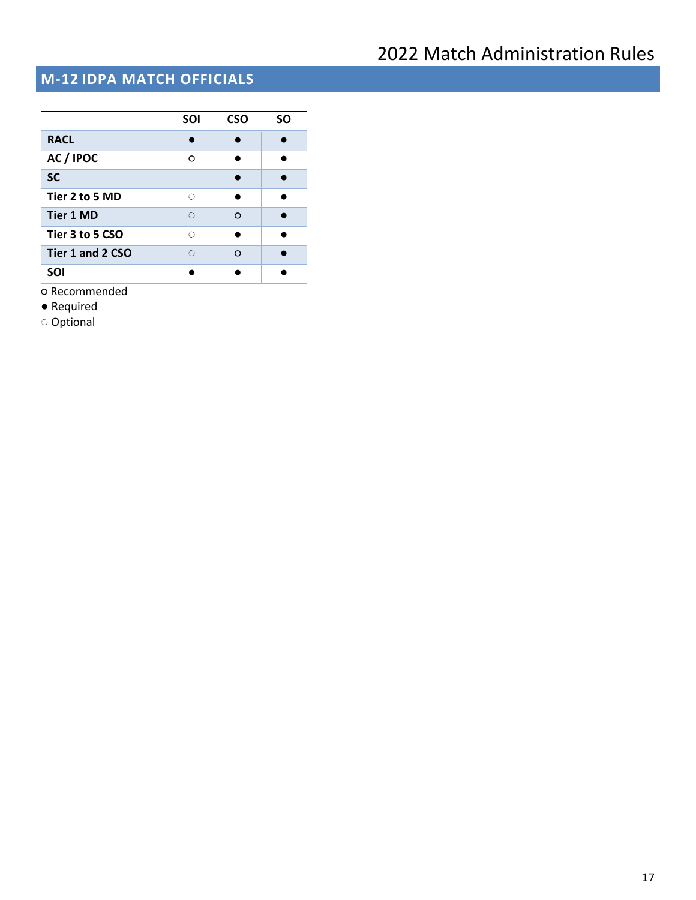## M-12 IDPA MATCH OFFICIALS

| | SOI | CSO | SO |
|---|---|---|---|
| **RACL** | ● | ● | ● |
| **AC / IPOC** | ○ | ● | ● |
| **SC** | | ● | ● |
| **Tier 2 to 5 MD** | ◌ | ● | ● |
| **Tier 1 MD** | ◌ | ○ | ● |
| **Tier 3 to 5 CSO** | ◌ | ● | ● |
| **Tier 1 and 2 CSO** | ◌ | ○ | ● |
| **SOI** | ● | ● | ● |

○ Recommended

● Required

◌ Optional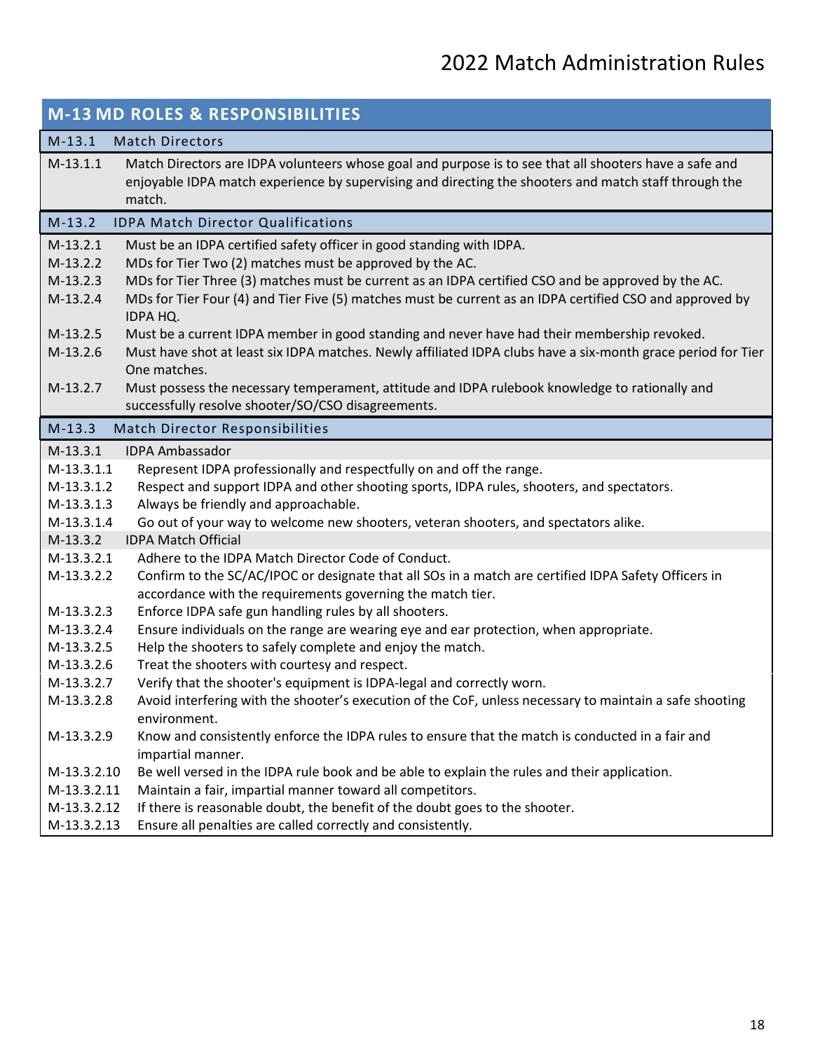## M-13 MD ROLES & RESPONSIBILITIES

| | |
|---|---|
| **M-13.1** | **Match Directors** |
| M-13.1.1 | Match Directors are IDPA volunteers whose goal and purpose is to see that all shooters have a safe and enjoyable IDPA match experience by supervising and directing the shooters and match staff through the match. |
| **M-13.2** | **IDPA Match Director Qualifications** |
| M-13.2.1 | Must be an IDPA certified safety officer in good standing with IDPA. |
| M-13.2.2 | MDs for Tier Two (2) matches must be approved by the AC. |
| M-13.2.3 | MDs for Tier Three (3) matches must be current as an IDPA certified CSO and be approved by the AC. |
| M-13.2.4 | MDs for Tier Four (4) and Tier Five (5) matches must be current as an IDPA certified CSO and approved by IDPA HQ. |
| M-13.2.5 | Must be a current IDPA member in good standing and never have had their membership revoked. |
| M-13.2.6 | Must have shot at least six IDPA matches. Newly affiliated IDPA clubs have a six-month grace period for Tier One matches. |
| M-13.2.7 | Must possess the necessary temperament, attitude and IDPA rulebook knowledge to rationally and successfully resolve shooter/SO/CSO disagreements. |
| **M-13.3** | **Match Director Responsibilities** |
| M-13.3.1 | IDPA Ambassador |
| M-13.3.1.1 | Represent IDPA professionally and respectfully on and off the range. |
| M-13.3.1.2 | Respect and support IDPA and other shooting sports, IDPA rules, shooters, and spectators. |
| M-13.3.1.3 | Always be friendly and approachable. |
| M-13.3.1.4 | Go out of your way to welcome new shooters, veteran shooters, and spectators alike. |
| M-13.3.2 | IDPA Match Official |
| M-13.3.2.1 | Adhere to the IDPA Match Director Code of Conduct. |
| M-13.3.2.2 | Confirm to the SC/AC/IPOC or designate that all SOs in a match are certified IDPA Safety Officers in accordance with the requirements governing the match tier. |
| M-13.3.2.3 | Enforce IDPA safe gun handling rules by all shooters. |
| M-13.3.2.4 | Ensure individuals on the range are wearing eye and ear protection, when appropriate. |
| M-13.3.2.5 | Help the shooters to safely complete and enjoy the match. |
| M-13.3.2.6 | Treat the shooters with courtesy and respect. |
| M-13.3.2.7 | Verify that the shooter's equipment is IDPA-legal and correctly worn. |
| M-13.3.2.8 | Avoid interfering with the shooter's execution of the CoF, unless necessary to maintain a safe shooting environment. |
| M-13.3.2.9 | Know and consistently enforce the IDPA rules to ensure that the match is conducted in a fair and impartial manner. |
| M-13.3.2.10 | Be well versed in the IDPA rule book and be able to explain the rules and their application. |
| M-13.3.2.11 | Maintain a fair, impartial manner toward all competitors. |
| M-13.3.2.12 | If there is reasonable doubt, the benefit of the doubt goes to the shooter. |
| M-13.3.2.13 | Ensure all penalties are called correctly and consistently. |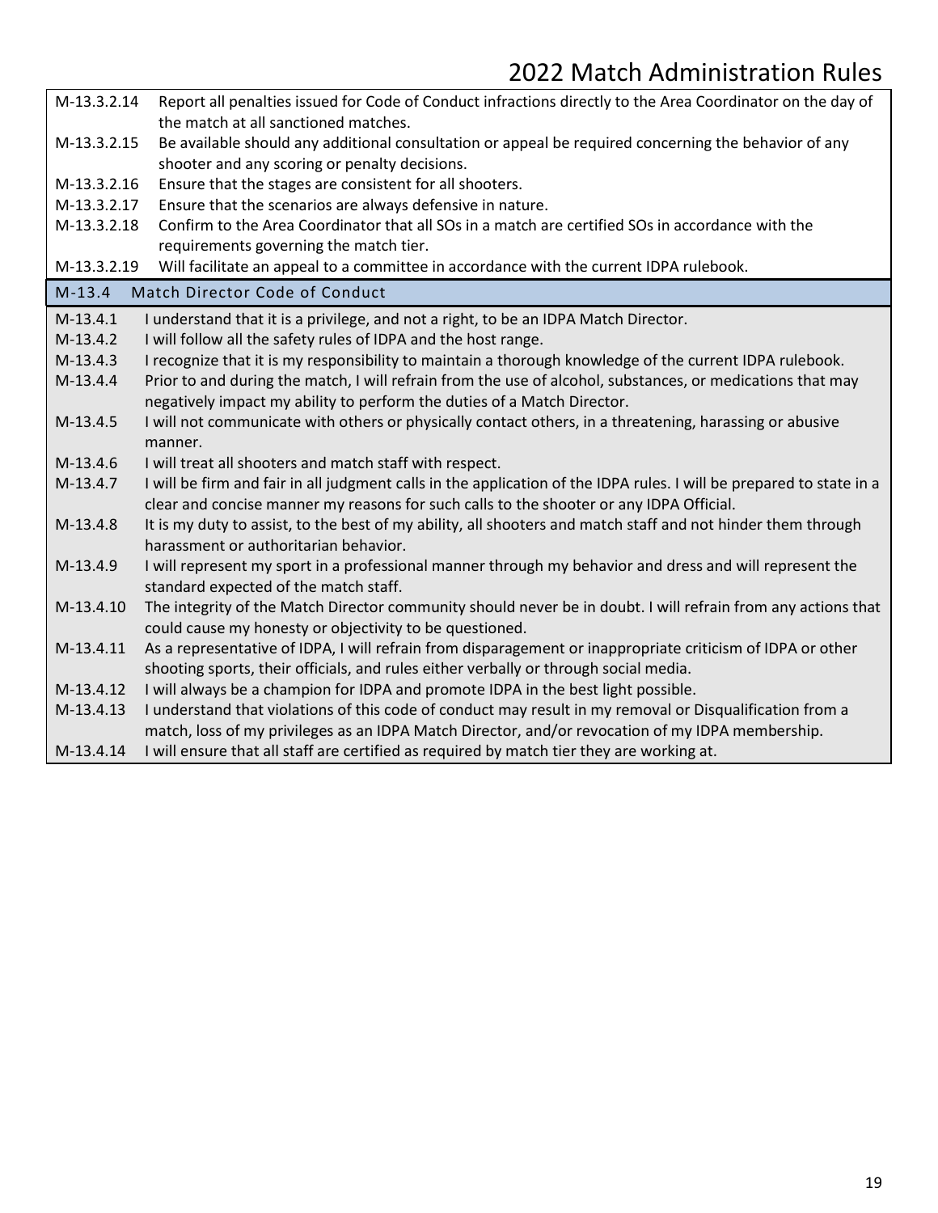| | |
|---|---|
| M-13.3.2.14 | Report all penalties issued for Code of Conduct infractions directly to the Area Coordinator on the day of the match at all sanctioned matches. |
| M-13.3.2.15 | Be available should any additional consultation or appeal be required concerning the behavior of any shooter and any scoring or penalty decisions. |
| M-13.3.2.16 | Ensure that the stages are consistent for all shooters. |
| M-13.3.2.17 | Ensure that the scenarios are always defensive in nature. |
| M-13.3.2.18 | Confirm to the Area Coordinator that all SOs in a match are certified SOs in accordance with the requirements governing the match tier. |
| M-13.3.2.19 | Will facilitate an appeal to a committee in accordance with the current IDPA rulebook. |

## M-13.4 Match Director Code of Conduct

| | |
|---|---|
| M-13.4.1 | I understand that it is a privilege, and not a right, to be an IDPA Match Director. |
| M-13.4.2 | I will follow all the safety rules of IDPA and the host range. |
| M-13.4.3 | I recognize that it is my responsibility to maintain a thorough knowledge of the current IDPA rulebook. |
| M-13.4.4 | Prior to and during the match, I will refrain from the use of alcohol, substances, or medications that may negatively impact my ability to perform the duties of a Match Director. |
| M-13.4.5 | I will not communicate with others or physically contact others, in a threatening, harassing or abusive manner. |
| M-13.4.6 | I will treat all shooters and match staff with respect. |
| M-13.4.7 | I will be firm and fair in all judgment calls in the application of the IDPA rules. I will be prepared to state in a clear and concise manner my reasons for such calls to the shooter or any IDPA Official. |
| M-13.4.8 | It is my duty to assist, to the best of my ability, all shooters and match staff and not hinder them through harassment or authoritarian behavior. |
| M-13.4.9 | I will represent my sport in a professional manner through my behavior and dress and will represent the standard expected of the match staff. |
| M-13.4.10 | The integrity of the Match Director community should never be in doubt. I will refrain from any actions that could cause my honesty or objectivity to be questioned. |
| M-13.4.11 | As a representative of IDPA, I will refrain from disparagement or inappropriate criticism of IDPA or other shooting sports, their officials, and rules either verbally or through social media. |
| M-13.4.12 | I will always be a champion for IDPA and promote IDPA in the best light possible. |
| M-13.4.13 | I understand that violations of this code of conduct may result in my removal or Disqualification from a match, loss of my privileges as an IDPA Match Director, and/or revocation of my IDPA membership. |
| M-13.4.14 | I will ensure that all staff are certified as required by match tier they are working at. |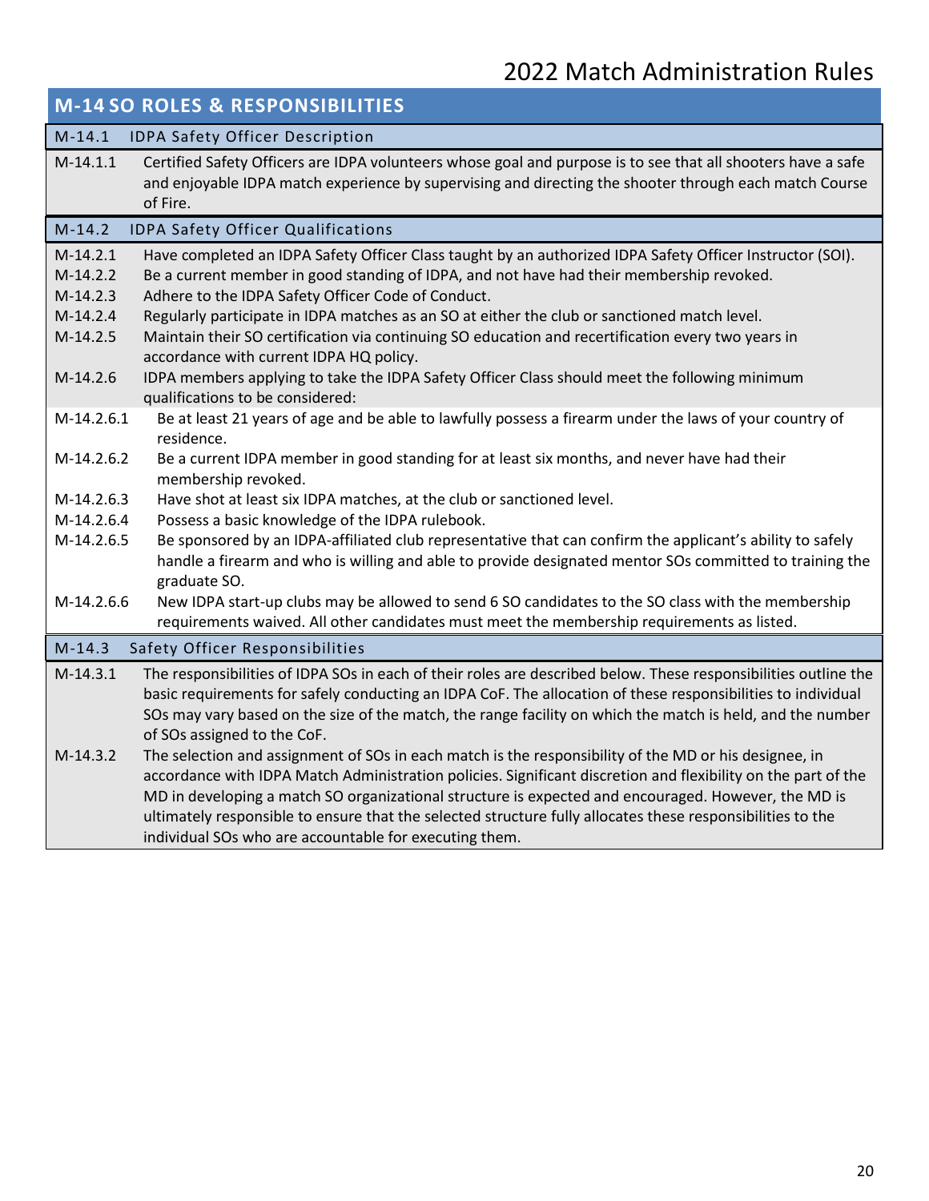## M-14 SO ROLES & RESPONSIBILITIES

### M-14.1 IDPA Safety Officer Description

M-14.1.1 Certified Safety Officers are IDPA volunteers whose goal and purpose is to see that all shooters have a safe and enjoyable IDPA match experience by supervising and directing the shooter through each match Course of Fire.

### M-14.2 IDPA Safety Officer Qualifications

M-14.2.1 Have completed an IDPA Safety Officer Class taught by an authorized IDPA Safety Officer Instructor (SOI).

M-14.2.2 Be a current member in good standing of IDPA, and not have had their membership revoked.

M-14.2.3 Adhere to the IDPA Safety Officer Code of Conduct.

M-14.2.4 Regularly participate in IDPA matches as an SO at either the club or sanctioned match level.

M-14.2.5 Maintain their SO certification via continuing SO education and recertification every two years in accordance with current IDPA HQ policy.

M-14.2.6 IDPA members applying to take the IDPA Safety Officer Class should meet the following minimum qualifications to be considered:

M-14.2.6.1 Be at least 21 years of age and be able to lawfully possess a firearm under the laws of your country of residence.

M-14.2.6.2 Be a current IDPA member in good standing for at least six months, and never have had their membership revoked.

M-14.2.6.3 Have shot at least six IDPA matches, at the club or sanctioned level.

M-14.2.6.4 Possess a basic knowledge of the IDPA rulebook.

M-14.2.6.5 Be sponsored by an IDPA-affiliated club representative that can confirm the applicant's ability to safely handle a firearm and who is willing and able to provide designated mentor SOs committed to training the graduate SO.

M-14.2.6.6 New IDPA start-up clubs may be allowed to send 6 SO candidates to the SO class with the membership requirements waived. All other candidates must meet the membership requirements as listed.

### M-14.3 Safety Officer Responsibilities

M-14.3.1 The responsibilities of IDPA SOs in each of their roles are described below. These responsibilities outline the basic requirements for safely conducting an IDPA CoF. The allocation of these responsibilities to individual SOs may vary based on the size of the match, the range facility on which the match is held, and the number of SOs assigned to the CoF.

M-14.3.2 The selection and assignment of SOs in each match is the responsibility of the MD or his designee, in accordance with IDPA Match Administration policies. Significant discretion and flexibility on the part of the MD in developing a match SO organizational structure is expected and encouraged. However, the MD is ultimately responsible to ensure that the selected structure fully allocates these responsibilities to the individual SOs who are accountable for executing them.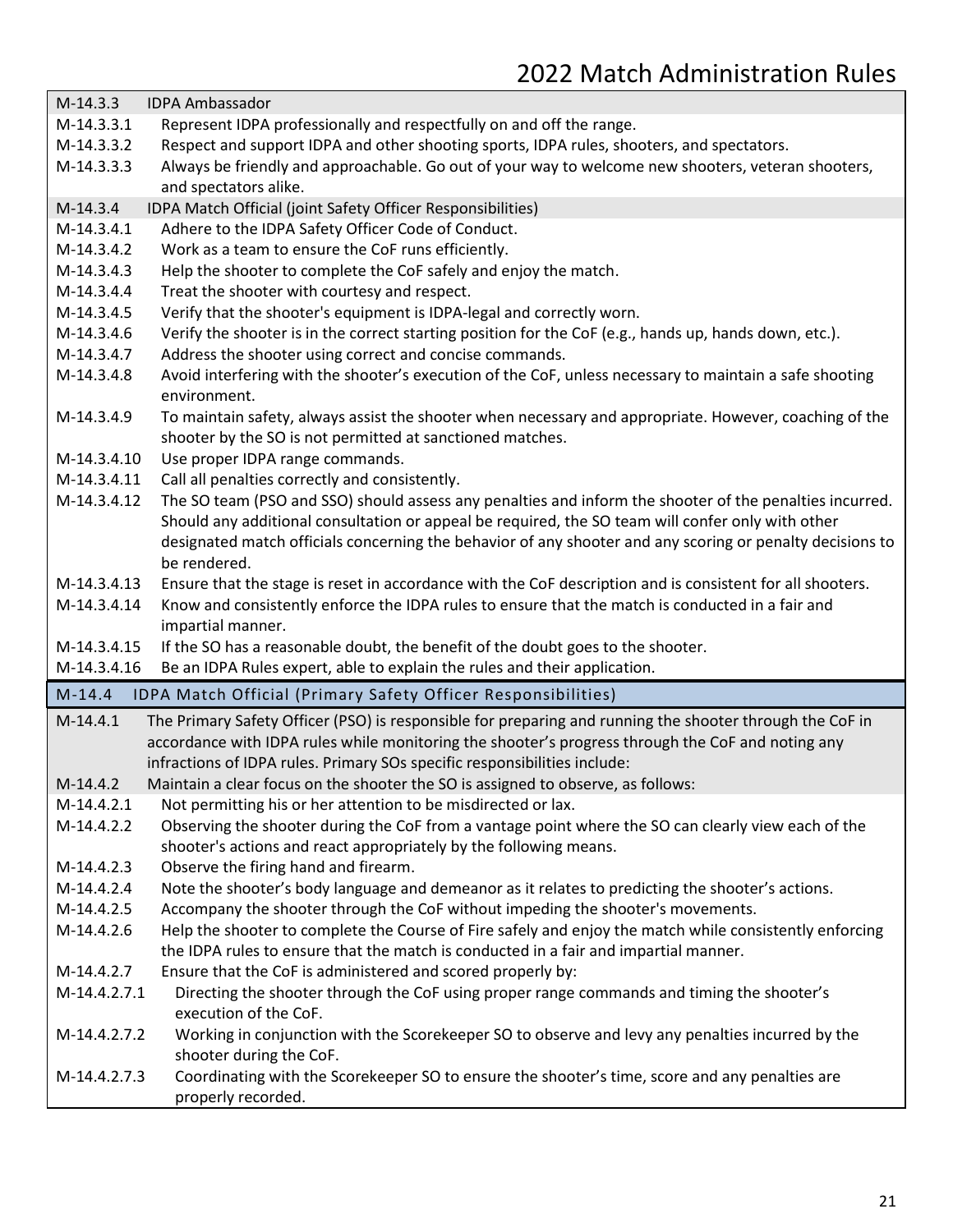| | |
|---|---|
| M-14.3.3 | IDPA Ambassador |
| M-14.3.3.1 | Represent IDPA professionally and respectfully on and off the range. |
| M-14.3.3.2 | Respect and support IDPA and other shooting sports, IDPA rules, shooters, and spectators. |
| M-14.3.3.3 | Always be friendly and approachable. Go out of your way to welcome new shooters, veteran shooters, and spectators alike. |
| M-14.3.4 | IDPA Match Official (joint Safety Officer Responsibilities) |
| M-14.3.4.1 | Adhere to the IDPA Safety Officer Code of Conduct. |
| M-14.3.4.2 | Work as a team to ensure the CoF runs efficiently. |
| M-14.3.4.3 | Help the shooter to complete the CoF safely and enjoy the match. |
| M-14.3.4.4 | Treat the shooter with courtesy and respect. |
| M-14.3.4.5 | Verify that the shooter's equipment is IDPA-legal and correctly worn. |
| M-14.3.4.6 | Verify the shooter is in the correct starting position for the CoF (e.g., hands up, hands down, etc.). |
| M-14.3.4.7 | Address the shooter using correct and concise commands. |
| M-14.3.4.8 | Avoid interfering with the shooter's execution of the CoF, unless necessary to maintain a safe shooting environment. |
| M-14.3.4.9 | To maintain safety, always assist the shooter when necessary and appropriate. However, coaching of the shooter by the SO is not permitted at sanctioned matches. |
| M-14.3.4.10 | Use proper IDPA range commands. |
| M-14.3.4.11 | Call all penalties correctly and consistently. |
| M-14.3.4.12 | The SO team (PSO and SSO) should assess any penalties and inform the shooter of the penalties incurred. Should any additional consultation or appeal be required, the SO team will confer only with other designated match officials concerning the behavior of any shooter and any scoring or penalty decisions to be rendered. |
| M-14.3.4.13 | Ensure that the stage is reset in accordance with the CoF description and is consistent for all shooters. |
| M-14.3.4.14 | Know and consistently enforce the IDPA rules to ensure that the match is conducted in a fair and impartial manner. |
| M-14.3.4.15 | If the SO has a reasonable doubt, the benefit of the doubt goes to the shooter. |
| M-14.3.4.16 | Be an IDPA Rules expert, able to explain the rules and their application. |

## M-14.4 IDPA Match Official (Primary Safety Officer Responsibilities)

| | |
|---|---|
| M-14.4.1 | The Primary Safety Officer (PSO) is responsible for preparing and running the shooter through the CoF in accordance with IDPA rules while monitoring the shooter's progress through the CoF and noting any infractions of IDPA rules. Primary SOs specific responsibilities include: |
| M-14.4.2 | Maintain a clear focus on the shooter the SO is assigned to observe, as follows: |
| M-14.4.2.1 | Not permitting his or her attention to be misdirected or lax. |
| M-14.4.2.2 | Observing the shooter during the CoF from a vantage point where the SO can clearly view each of the shooter's actions and react appropriately by the following means. |
| M-14.4.2.3 | Observe the firing hand and firearm. |
| M-14.4.2.4 | Note the shooter's body language and demeanor as it relates to predicting the shooter's actions. |
| M-14.4.2.5 | Accompany the shooter through the CoF without impeding the shooter's movements. |
| M-14.4.2.6 | Help the shooter to complete the Course of Fire safely and enjoy the match while consistently enforcing the IDPA rules to ensure that the match is conducted in a fair and impartial manner. |
| M-14.4.2.7 | Ensure that the CoF is administered and scored properly by: |
| M-14.4.2.7.1 | Directing the shooter through the CoF using proper range commands and timing the shooter's execution of the CoF. |
| M-14.4.2.7.2 | Working in conjunction with the Scorekeeper SO to observe and levy any penalties incurred by the shooter during the CoF. |
| M-14.4.2.7.3 | Coordinating with the Scorekeeper SO to ensure the shooter's time, score and any penalties are properly recorded. |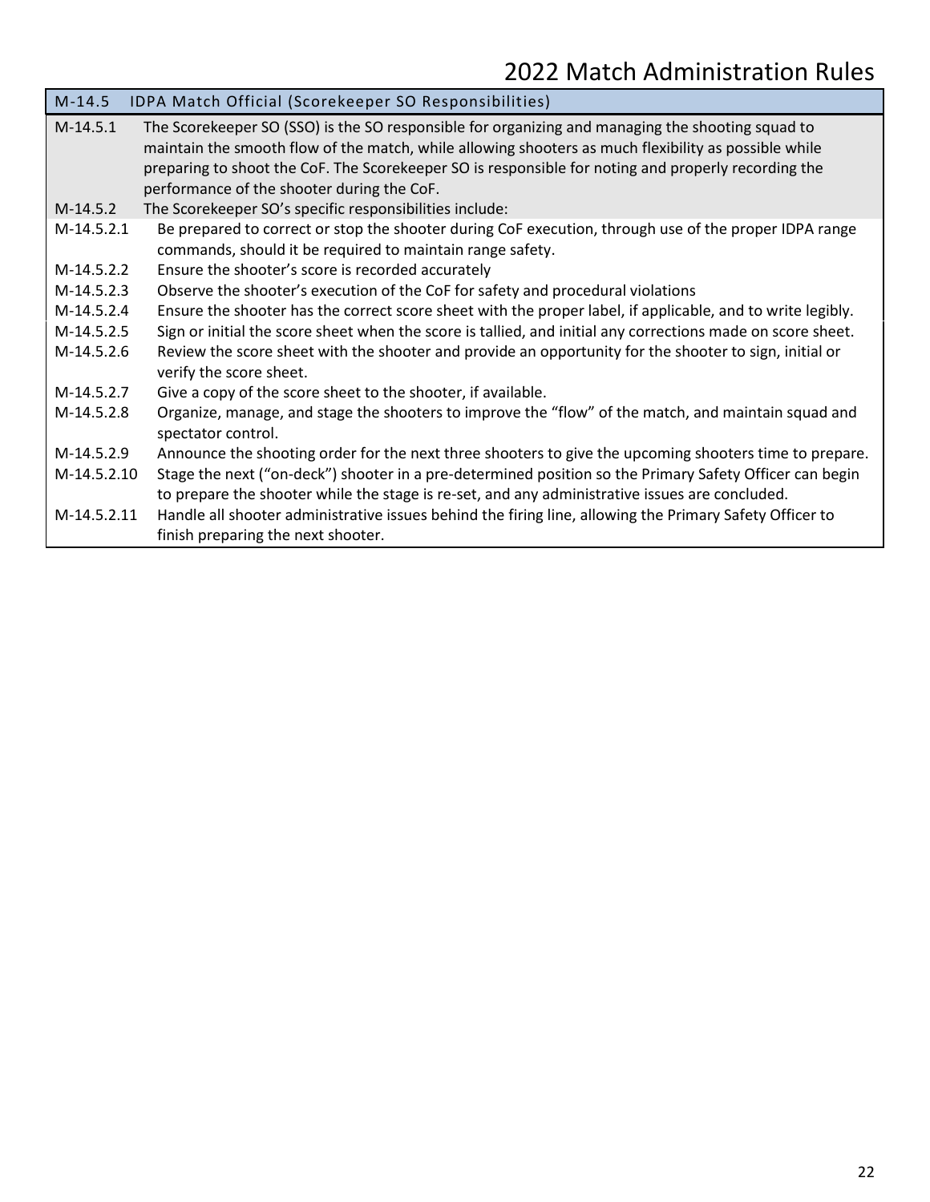## M-14.5 IDPA Match Official (Scorekeeper SO Responsibilities)

M-14.5.1 The Scorekeeper SO (SSO) is the SO responsible for organizing and managing the shooting squad to maintain the smooth flow of the match, while allowing shooters as much flexibility as possible while preparing to shoot the CoF. The Scorekeeper SO is responsible for noting and properly recording the performance of the shooter during the CoF.

M-14.5.2 The Scorekeeper SO's specific responsibilities include:

- M-14.5.2.1 Be prepared to correct or stop the shooter during CoF execution, through use of the proper IDPA range commands, should it be required to maintain range safety.
- M-14.5.2.2 Ensure the shooter's score is recorded accurately
- M-14.5.2.3 Observe the shooter's execution of the CoF for safety and procedural violations
- M-14.5.2.4 Ensure the shooter has the correct score sheet with the proper label, if applicable, and to write legibly.
- M-14.5.2.5 Sign or initial the score sheet when the score is tallied, and initial any corrections made on score sheet.
- M-14.5.2.6 Review the score sheet with the shooter and provide an opportunity for the shooter to sign, initial or verify the score sheet.
- M-14.5.2.7 Give a copy of the score sheet to the shooter, if available.
- M-14.5.2.8 Organize, manage, and stage the shooters to improve the "flow" of the match, and maintain squad and spectator control.
- M-14.5.2.9 Announce the shooting order for the next three shooters to give the upcoming shooters time to prepare.
- M-14.5.2.10 Stage the next ("on-deck") shooter in a pre-determined position so the Primary Safety Officer can begin to prepare the shooter while the stage is re-set, and any administrative issues are concluded.
- M-14.5.2.11 Handle all shooter administrative issues behind the firing line, allowing the Primary Safety Officer to finish preparing the next shooter.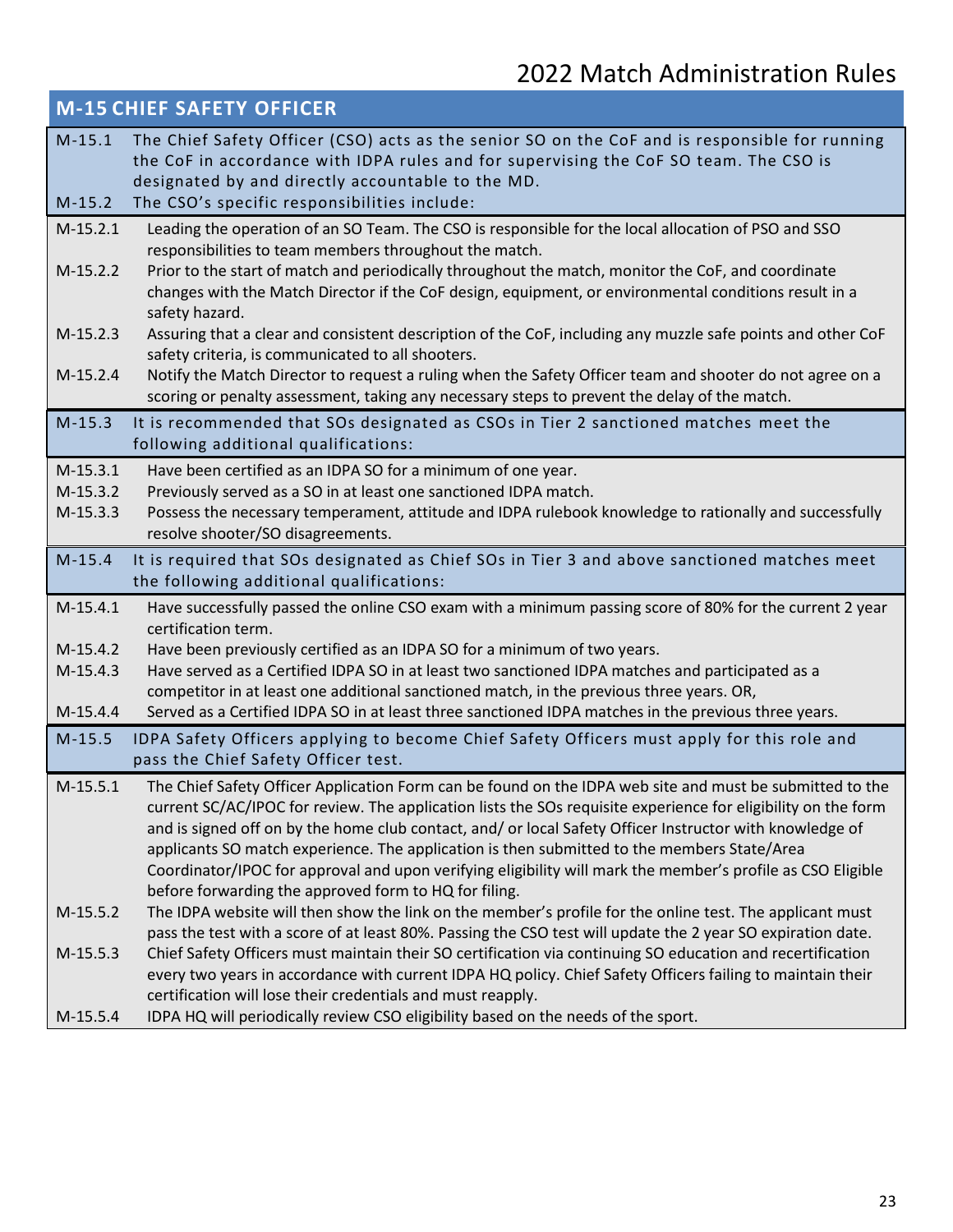## M-15 CHIEF SAFETY OFFICER

| | |
|---|---|
| M-15.1 | The Chief Safety Officer (CSO) acts as the senior SO on the CoF and is responsible for running the CoF in accordance with IDPA rules and for supervising the CoF SO team. The CSO is designated by and directly accountable to the MD. |
| M-15.2 | The CSO's specific responsibilities include: |
| M-15.2.1 | Leading the operation of an SO Team. The CSO is responsible for the local allocation of PSO and SSO responsibilities to team members throughout the match. |
| M-15.2.2 | Prior to the start of match and periodically throughout the match, monitor the CoF, and coordinate changes with the Match Director if the CoF design, equipment, or environmental conditions result in a safety hazard. |
| M-15.2.3 | Assuring that a clear and consistent description of the CoF, including any muzzle safe points and other CoF safety criteria, is communicated to all shooters. |
| M-15.2.4 | Notify the Match Director to request a ruling when the Safety Officer team and shooter do not agree on a scoring or penalty assessment, taking any necessary steps to prevent the delay of the match. |
| M-15.3 | It is recommended that SOs designated as CSOs in Tier 2 sanctioned matches meet the following additional qualifications: |
| M-15.3.1 | Have been certified as an IDPA SO for a minimum of one year. |
| M-15.3.2 | Previously served as a SO in at least one sanctioned IDPA match. |
| M-15.3.3 | Possess the necessary temperament, attitude and IDPA rulebook knowledge to rationally and successfully resolve shooter/SO disagreements. |
| M-15.4 | It is required that SOs designated as Chief SOs in Tier 3 and above sanctioned matches meet the following additional qualifications: |
| M-15.4.1 | Have successfully passed the online CSO exam with a minimum passing score of 80% for the current 2 year certification term. |
| M-15.4.2 | Have been previously certified as an IDPA SO for a minimum of two years. |
| M-15.4.3 | Have served as a Certified IDPA SO in at least two sanctioned IDPA matches and participated as a competitor in at least one additional sanctioned match, in the previous three years. OR, |
| M-15.4.4 | Served as a Certified IDPA SO in at least three sanctioned IDPA matches in the previous three years. |
| M-15.5 | IDPA Safety Officers applying to become Chief Safety Officers must apply for this role and pass the Chief Safety Officer test. |
| M-15.5.1 | The Chief Safety Officer Application Form can be found on the IDPA web site and must be submitted to the current SC/AC/IPOC for review. The application lists the SOs requisite experience for eligibility on the form and is signed off on by the home club contact, and/ or local Safety Officer Instructor with knowledge of applicants SO match experience. The application is then submitted to the members State/Area Coordinator/IPOC for approval and upon verifying eligibility will mark the member's profile as CSO Eligible before forwarding the approved form to HQ for filing. |
| M-15.5.2 | The IDPA website will then show the link on the member's profile for the online test. The applicant must pass the test with a score of at least 80%. Passing the CSO test will update the 2 year SO expiration date. |
| M-15.5.3 | Chief Safety Officers must maintain their SO certification via continuing SO education and recertification every two years in accordance with current IDPA HQ policy. Chief Safety Officers failing to maintain their certification will lose their credentials and must reapply. |
| M-15.5.4 | IDPA HQ will periodically review CSO eligibility based on the needs of the sport. |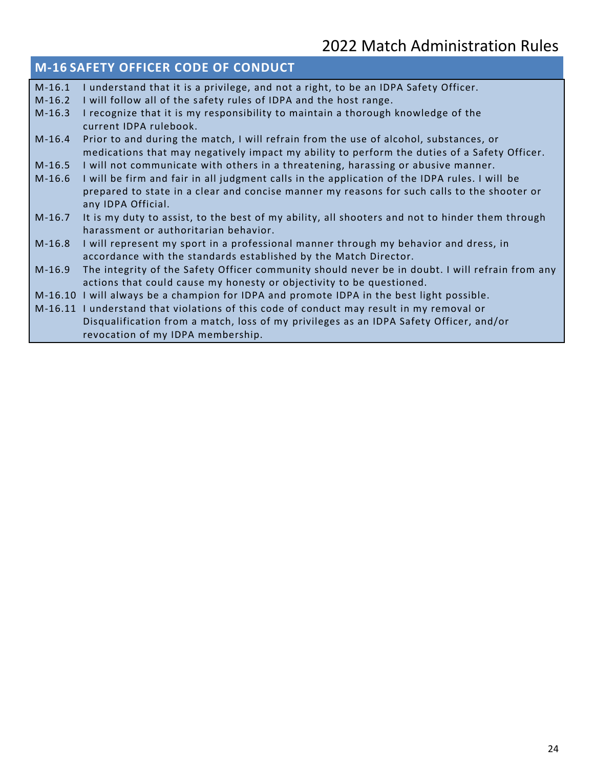## M-16 SAFETY OFFICER CODE OF CONDUCT

M-16.1 I understand that it is a privilege, and not a right, to be an IDPA Safety Officer.

M-16.2 I will follow all of the safety rules of IDPA and the host range.

M-16.3 I recognize that it is my responsibility to maintain a thorough knowledge of the current IDPA rulebook.

M-16.4 Prior to and during the match, I will refrain from the use of alcohol, substances, or medications that may negatively impact my ability to perform the duties of a Safety Officer.

M-16.5 I will not communicate with others in a threatening, harassing or abusive manner.

M-16.6 I will be firm and fair in all judgment calls in the application of the IDPA rules. I will be prepared to state in a clear and concise manner my reasons for such calls to the shooter or any IDPA Official.

M-16.7 It is my duty to assist, to the best of my ability, all shooters and not to hinder them through harassment or authoritarian behavior.

M-16.8 I will represent my sport in a professional manner through my behavior and dress, in accordance with the standards established by the Match Director.

M-16.9 The integrity of the Safety Officer community should never be in doubt. I will refrain from any actions that could cause my honesty or objectivity to be questioned.

M-16.10 I will always be a champion for IDPA and promote IDPA in the best light possible.

M-16.11 I understand that violations of this code of conduct may result in my removal or Disqualification from a match, loss of my privileges as an IDPA Safety Officer, and/or revocation of my IDPA membership.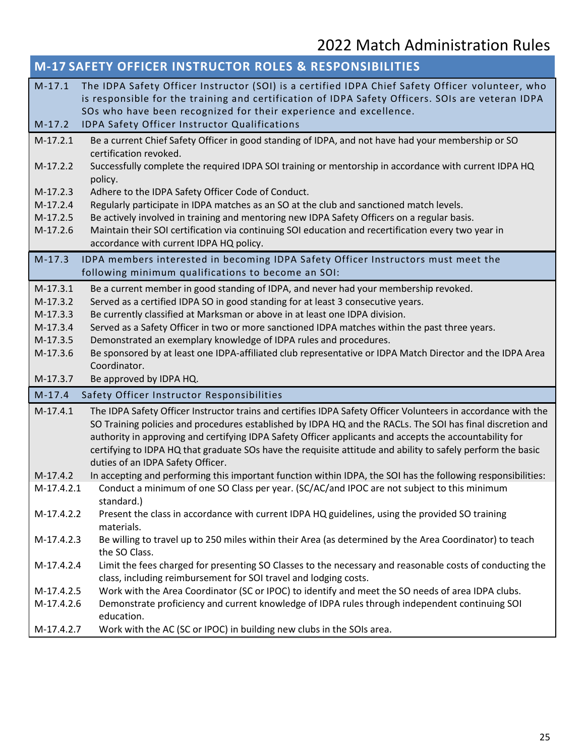## M-17 SAFETY OFFICER INSTRUCTOR ROLES & RESPONSIBILITIES

M-17.1 The IDPA Safety Officer Instructor (SOI) is a certified IDPA Chief Safety Officer volunteer, who is responsible for the training and certification of IDPA Safety Officers. SOIs are veteran IDPA SOs who have been recognized for their experience and excellence.

M-17.2 IDPA Safety Officer Instructor Qualifications

M-17.2.1 Be a current Chief Safety Officer in good standing of IDPA, and not have had your membership or SO certification revoked.

M-17.2.2 Successfully complete the required IDPA SOI training or mentorship in accordance with current IDPA HQ policy.

M-17.2.3 Adhere to the IDPA Safety Officer Code of Conduct.

M-17.2.4 Regularly participate in IDPA matches as an SO at the club and sanctioned match levels.

M-17.2.5 Be actively involved in training and mentoring new IDPA Safety Officers on a regular basis.

M-17.2.6 Maintain their SOI certification via continuing SOI education and recertification every two year in accordance with current IDPA HQ policy.

M-17.3 IDPA members interested in becoming IDPA Safety Officer Instructors must meet the following minimum qualifications to become an SOI:

M-17.3.1 Be a current member in good standing of IDPA, and never had your membership revoked.

M-17.3.2 Served as a certified IDPA SO in good standing for at least 3 consecutive years.

M-17.3.3 Be currently classified at Marksman or above in at least one IDPA division.

M-17.3.4 Served as a Safety Officer in two or more sanctioned IDPA matches within the past three years.

M-17.3.5 Demonstrated an exemplary knowledge of IDPA rules and procedures.

M-17.3.6 Be sponsored by at least one IDPA-affiliated club representative or IDPA Match Director and the IDPA Area Coordinator.

M-17.3.7 Be approved by IDPA HQ.

M-17.4 Safety Officer Instructor Responsibilities

M-17.4.1 The IDPA Safety Officer Instructor trains and certifies IDPA Safety Officer Volunteers in accordance with the SO Training policies and procedures established by IDPA HQ and the RACLs. The SOI has final discretion and authority in approving and certifying IDPA Safety Officer applicants and accepts the accountability for certifying to IDPA HQ that graduate SOs have the requisite attitude and ability to safely perform the basic duties of an IDPA Safety Officer.

M-17.4.2 In accepting and performing this important function within IDPA, the SOI has the following responsibilities:

M-17.4.2.1 Conduct a minimum of one SO Class per year. (SC/AC/and IPOC are not subject to this minimum standard.)

M-17.4.2.2 Present the class in accordance with current IDPA HQ guidelines, using the provided SO training materials.

M-17.4.2.3 Be willing to travel up to 250 miles within their Area (as determined by the Area Coordinator) to teach the SO Class.

M-17.4.2.4 Limit the fees charged for presenting SO Classes to the necessary and reasonable costs of conducting the class, including reimbursement for SOI travel and lodging costs.

M-17.4.2.5 Work with the Area Coordinator (SC or IPOC) to identify and meet the SO needs of area IDPA clubs.

M-17.4.2.6 Demonstrate proficiency and current knowledge of IDPA rules through independent continuing SOI education.

M-17.4.2.7 Work with the AC (SC or IPOC) in building new clubs in the SOIs area.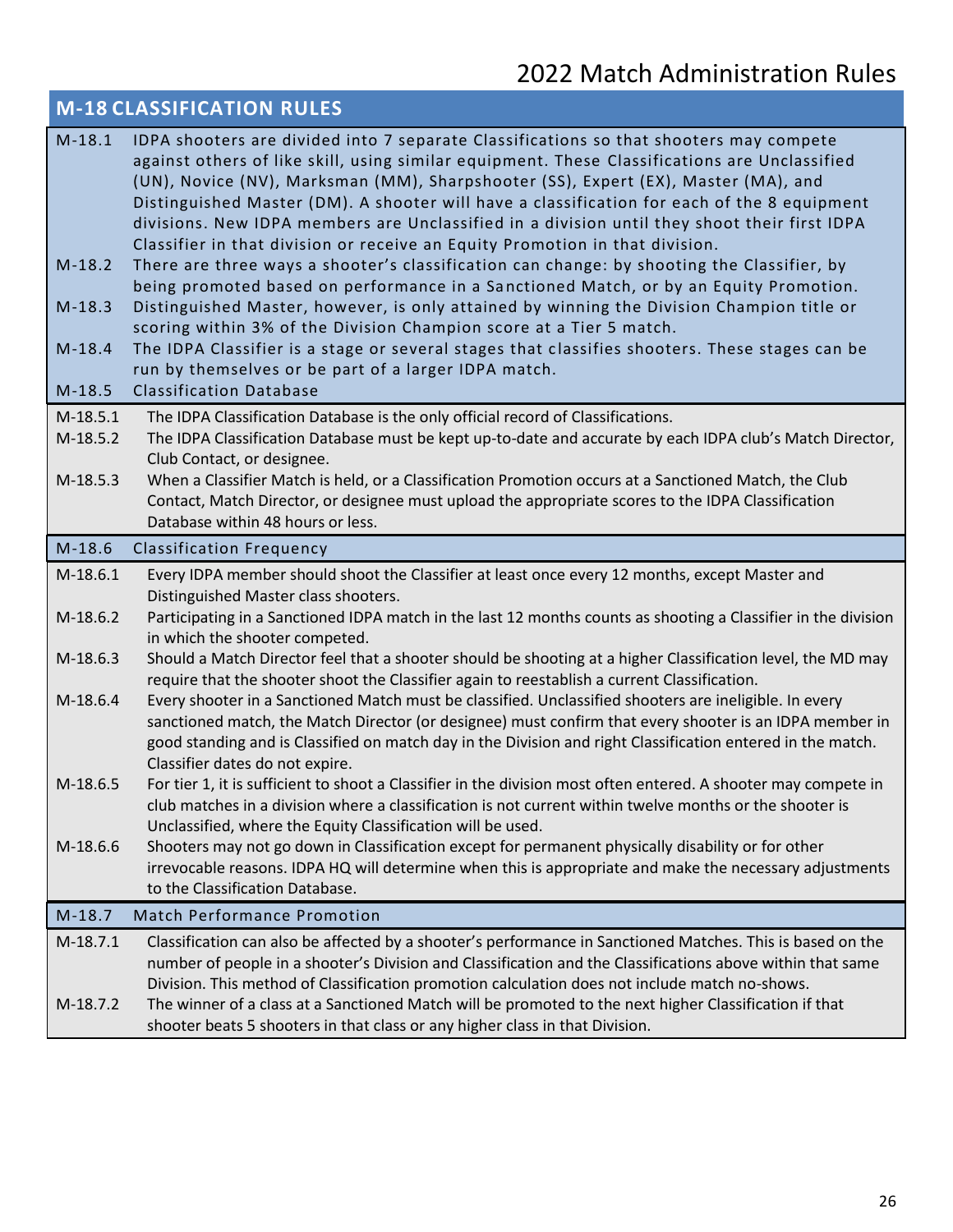## M-18 CLASSIFICATION RULES

M-18.1 IDPA shooters are divided into 7 separate Classifications so that shooters may compete against others of like skill, using similar equipment. These Classifications are Unclassified (UN), Novice (NV), Marksman (MM), Sharpshooter (SS), Expert (EX), Master (MA), and Distinguished Master (DM). A shooter will have a classification for each of the 8 equipment divisions. New IDPA members are Unclassified in a division until they shoot their first IDPA Classifier in that division or receive an Equity Promotion in that division.

M-18.2 There are three ways a shooter's classification can change: by shooting the Classifier, by being promoted based on performance in a Sanctioned Match, or by an Equity Promotion.

M-18.3 Distinguished Master, however, is only attained by winning the Division Champion title or scoring within 3% of the Division Champion score at a Tier 5 match.

M-18.4 The IDPA Classifier is a stage or several stages that classifies shooters. These stages can be run by themselves or be part of a larger IDPA match.

### M-18.5 Classification Database

M-18.5.1 The IDPA Classification Database is the only official record of Classifications.

M-18.5.2 The IDPA Classification Database must be kept up-to-date and accurate by each IDPA club's Match Director, Club Contact, or designee.

M-18.5.3 When a Classifier Match is held, or a Classification Promotion occurs at a Sanctioned Match, the Club Contact, Match Director, or designee must upload the appropriate scores to the IDPA Classification Database within 48 hours or less.

### M-18.6 Classification Frequency

M-18.6.1 Every IDPA member should shoot the Classifier at least once every 12 months, except Master and Distinguished Master class shooters.

M-18.6.2 Participating in a Sanctioned IDPA match in the last 12 months counts as shooting a Classifier in the division in which the shooter competed.

M-18.6.3 Should a Match Director feel that a shooter should be shooting at a higher Classification level, the MD may require that the shooter shoot the Classifier again to reestablish a current Classification.

M-18.6.4 Every shooter in a Sanctioned Match must be classified. Unclassified shooters are ineligible. In every sanctioned match, the Match Director (or designee) must confirm that every shooter is an IDPA member in good standing and is Classified on match day in the Division and right Classification entered in the match. Classifier dates do not expire.

M-18.6.5 For tier 1, it is sufficient to shoot a Classifier in the division most often entered. A shooter may compete in club matches in a division where a classification is not current within twelve months or the shooter is Unclassified, where the Equity Classification will be used.

M-18.6.6 Shooters may not go down in Classification except for permanent physically disability or for other irrevocable reasons. IDPA HQ will determine when this is appropriate and make the necessary adjustments to the Classification Database.

### M-18.7 Match Performance Promotion

M-18.7.1 Classification can also be affected by a shooter's performance in Sanctioned Matches. This is based on the number of people in a shooter's Division and Classification and the Classifications above within that same Division. This method of Classification promotion calculation does not include match no-shows.

M-18.7.2 The winner of a class at a Sanctioned Match will be promoted to the next higher Classification if that shooter beats 5 shooters in that class or any higher class in that Division.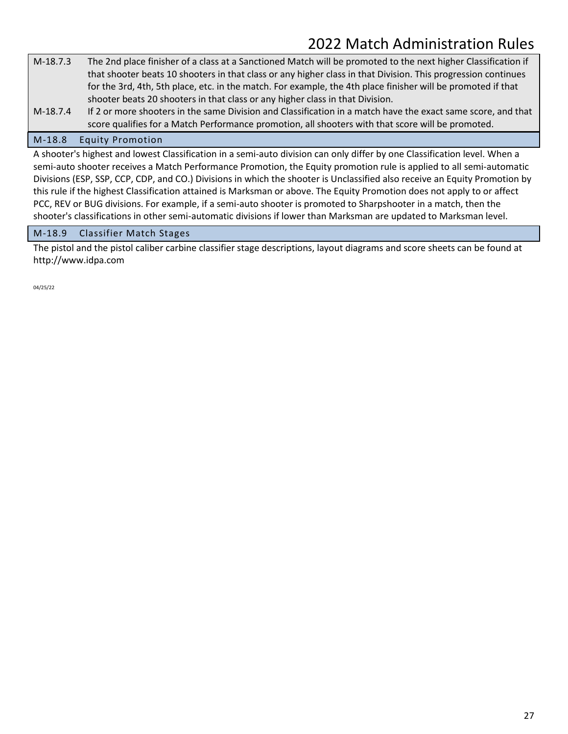M-18.7.3 The 2nd place finisher of a class at a Sanctioned Match will be promoted to the next higher Classification if that shooter beats 10 shooters in that class or any higher class in that Division. This progression continues for the 3rd, 4th, 5th place, etc. in the match. For example, the 4th place finisher will be promoted if that shooter beats 20 shooters in that class or any higher class in that Division.

M-18.7.4 If 2 or more shooters in the same Division and Classification in a match have the exact same score, and that score qualifies for a Match Performance promotion, all shooters with that score will be promoted.

## M-18.8 Equity Promotion

A shooter's highest and lowest Classification in a semi-auto division can only differ by one Classification level. When a semi-auto shooter receives a Match Performance Promotion, the Equity promotion rule is applied to all semi-automatic Divisions (ESP, SSP, CCP, CDP, and CO.) Divisions in which the shooter is Unclassified also receive an Equity Promotion by this rule if the highest Classification attained is Marksman or above. The Equity Promotion does not apply to or affect PCC, REV or BUG divisions. For example, if a semi-auto shooter is promoted to Sharpshooter in a match, then the shooter's classifications in other semi-automatic divisions if lower than Marksman are updated to Marksman level.

## M-18.9 Classifier Match Stages

The pistol and the pistol caliber carbine classifier stage descriptions, layout diagrams and score sheets can be found at http://www.idpa.com

04/25/22